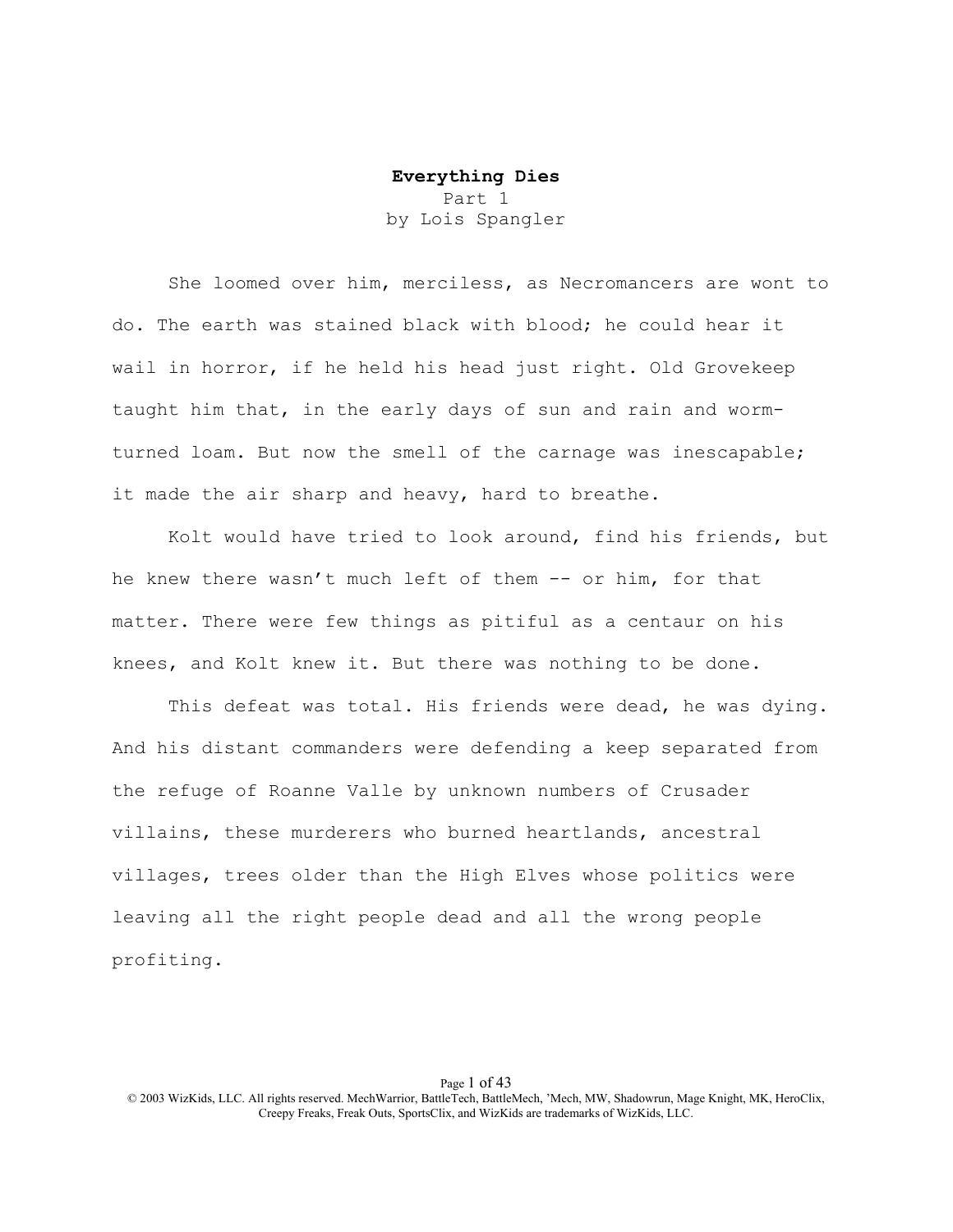# Everything Dies

Part 1

by Lois Spangler

She loomed over him, merciless, as Necromancers are wont to do. The earth was stained black with blood; he could hear it wail in horror, if he held his head just right. Old Grovekeep taught him that, in the early days of sun and rain and worm-turned loam. But now the smell of the carnage was inescapable; it made the air sharp and heavy, hard to breathe.

Kolt would have tried to look around, find his friends, but he knew there wasn't much left of them -- or him, for that matter. There were few things as pitiful as a centaur on his knees, and Kolt knew it. But there was nothing to be done.

This defeat was total. His friends were dead, he was dying. And his distant commanders were defending a keep separated from the refuge of Roanne Valle by unknown numbers of Crusader villains, these murderers who burned heartlands, ancestral villages, trees older than the High Elves whose politics were leaving all the right people dead and all the wrong people profiting.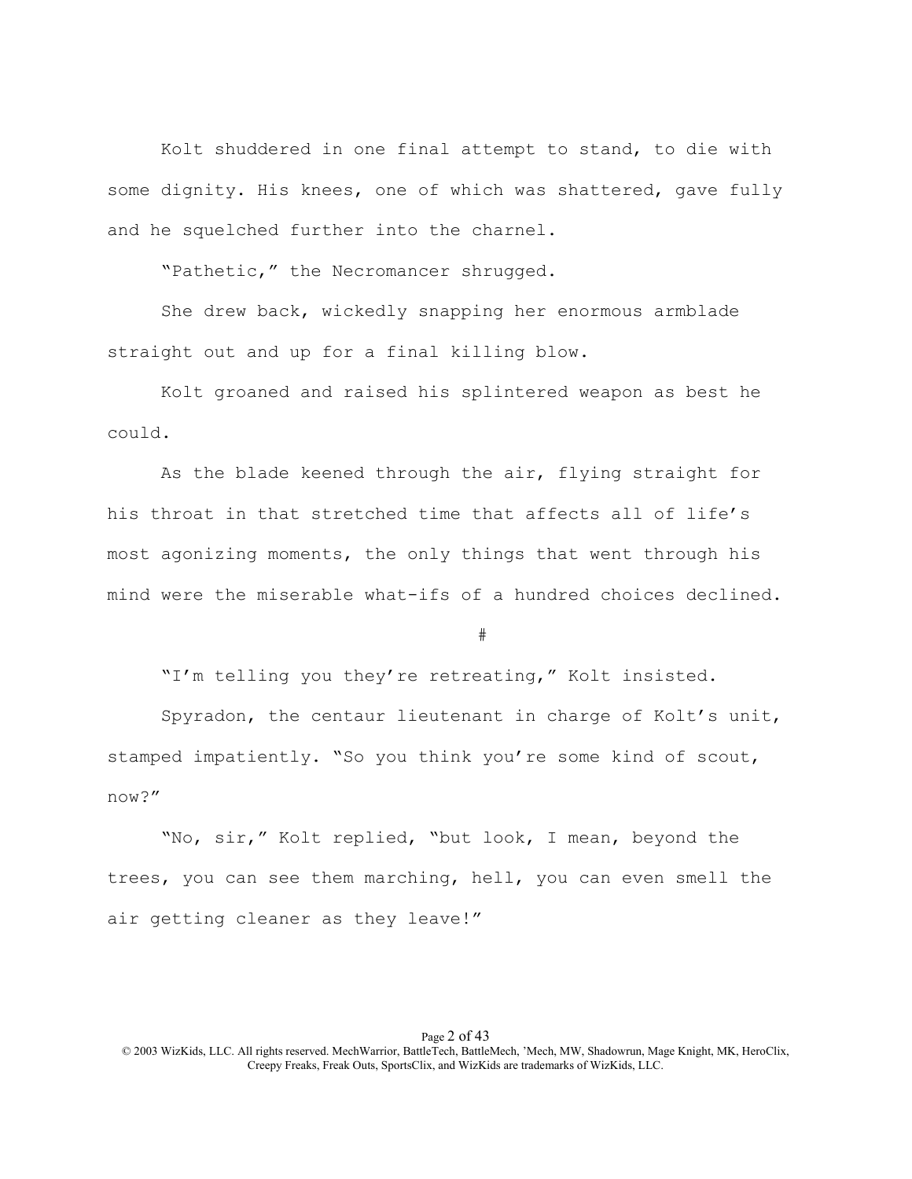Kolt shuddered in one final attempt to stand, to die with some dignity. His knees, one of which was shattered, gave fully and he squelched further into the charnel.

"Pathetic," the Necromancer shrugged.

She drew back, wickedly snapping her enormous armblade straight out and up for a final killing blow.

Kolt groaned and raised his splintered weapon as best he could.

As the blade keened through the air, flying straight for his throat in that stretched time that affects all of life's most agonizing moments, the only things that went through his mind were the miserable what-ifs of a hundred choices declined.

#

"I'm telling you they're retreating," Kolt insisted.

Spyradon, the centaur lieutenant in charge of Kolt's unit, stamped impatiently. "So you think you're some kind of scout, now?"

"No, sir," Kolt replied, "but look, I mean, beyond the trees, you can see them marching, hell, you can even smell the air getting cleaner as they leave!"

© 2003 WizKids, LLC. All rights reserved. MechWarrior, BattleTech, BattleMech, 'Mech, MW, Shadowrun, Mage Knight, MK, HeroClix, Creepy Freaks, Freak Outs, SportsClix, and WizKids are trademarks of WizKids, LLC.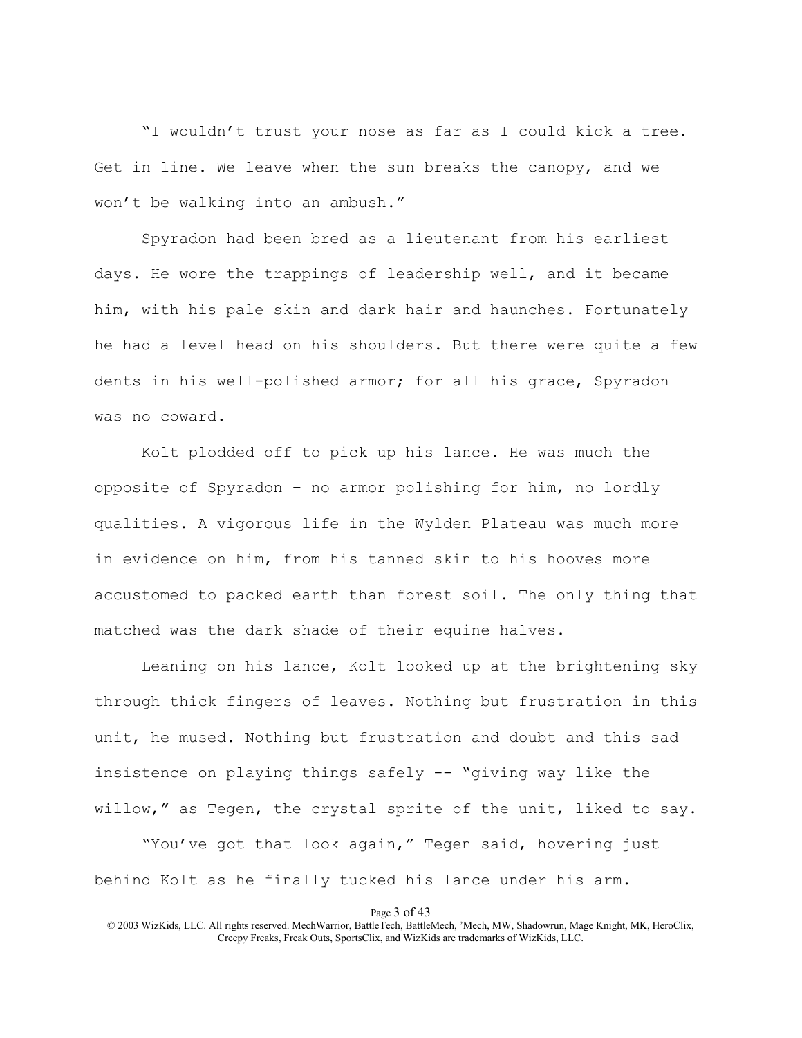"I wouldn't trust your nose as far as I could kick a tree. Get in line. We leave when the sun breaks the canopy, and we won't be walking into an ambush."

Spyradon had been bred as a lieutenant from his earliest days. He wore the trappings of leadership well, and it became him, with his pale skin and dark hair and haunches. Fortunately he had a level head on his shoulders. But there were quite a few dents in his well-polished armor; for all his grace, Spyradon was no coward.

Kolt plodded off to pick up his lance. He was much the opposite of Spyradon – no armor polishing for him, no lordly qualities. A vigorous life in the Wylden Plateau was much more in evidence on him, from his tanned skin to his hooves more accustomed to packed earth than forest soil. The only thing that matched was the dark shade of their equine halves.

Leaning on his lance, Kolt looked up at the brightening sky through thick fingers of leaves. Nothing but frustration in this unit, he mused. Nothing but frustration and doubt and this sad insistence on playing things safely -- "giving way like the willow," as Tegen, the crystal sprite of the unit, liked to say.

"You've got that look again," Tegen said, hovering just behind Kolt as he finally tucked his lance under his arm.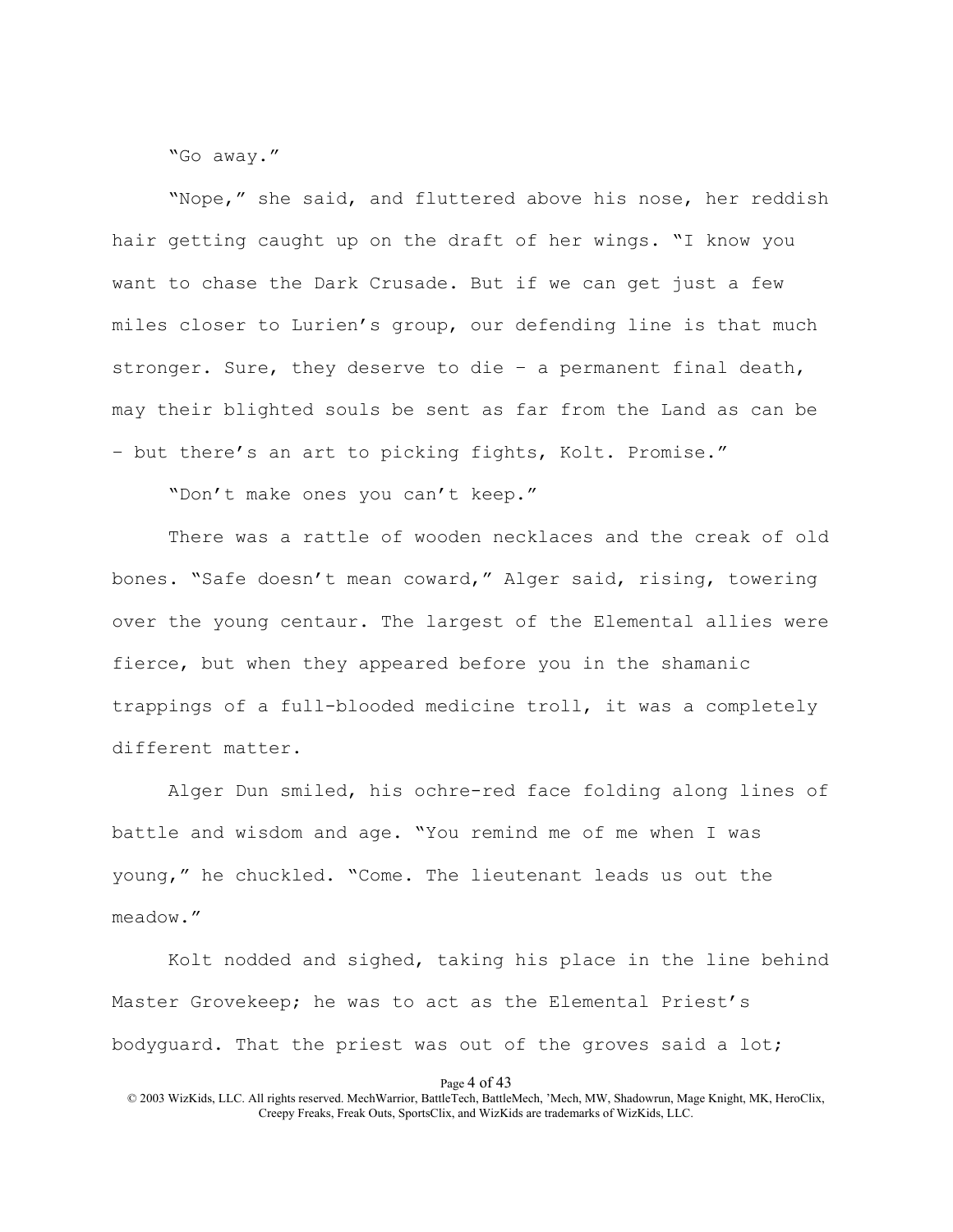"Go away."

"Nope," she said, and fluttered above his nose, her reddish hair getting caught up on the draft of her wings. "I know you want to chase the Dark Crusade. But if we can get just a few miles closer to Lurien's group, our defending line is that much stronger. Sure, they deserve to die – a permanent final death, may their blighted souls be sent as far from the Land as can be – but there's an art to picking fights, Kolt. Promise."

"Don't make ones you can't keep."

There was a rattle of wooden necklaces and the creak of old bones. "Safe doesn't mean coward," Alger said, rising, towering over the young centaur. The largest of the Elemental allies were fierce, but when they appeared before you in the shamanic trappings of a full-blooded medicine troll, it was a completely different matter.

Alger Dun smiled, his ochre-red face folding along lines of battle and wisdom and age. "You remind me of me when I was young," he chuckled. "Come. The lieutenant leads us out the meadow."

Kolt nodded and sighed, taking his place in the line behind Master Grovekeep; he was to act as the Elemental Priest's bodyguard. That the priest was out of the groves said a lot;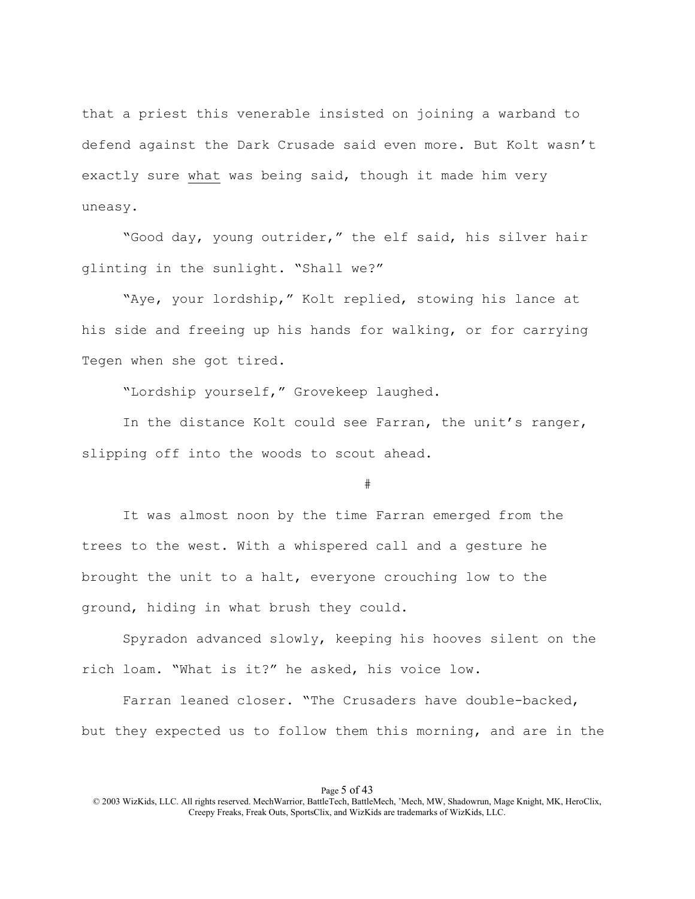that a priest this venerable insisted on joining a warband to defend against the Dark Crusade said even more. But Kolt wasn't exactly sure <u>what</u> was being said, though it made him very uneasy.

"Good day, young outrider," the elf said, his silver hair glinting in the sunlight. "Shall we?"

"Aye, your lordship," Kolt replied, stowing his lance at his side and freeing up his hands for walking, or for carrying Tegen when she got tired.

"Lordship yourself," Grovekeep laughed.

In the distance Kolt could see Farran, the unit's ranger, slipping off into the woods to scout ahead.

#

It was almost noon by the time Farran emerged from the trees to the west. With a whispered call and a gesture he brought the unit to a halt, everyone crouching low to the ground, hiding in what brush they could.

Spyradon advanced slowly, keeping his hooves silent on the rich loam. "What is it?" he asked, his voice low.

Farran leaned closer. "The Crusaders have double-backed, but they expected us to follow them this morning, and are in the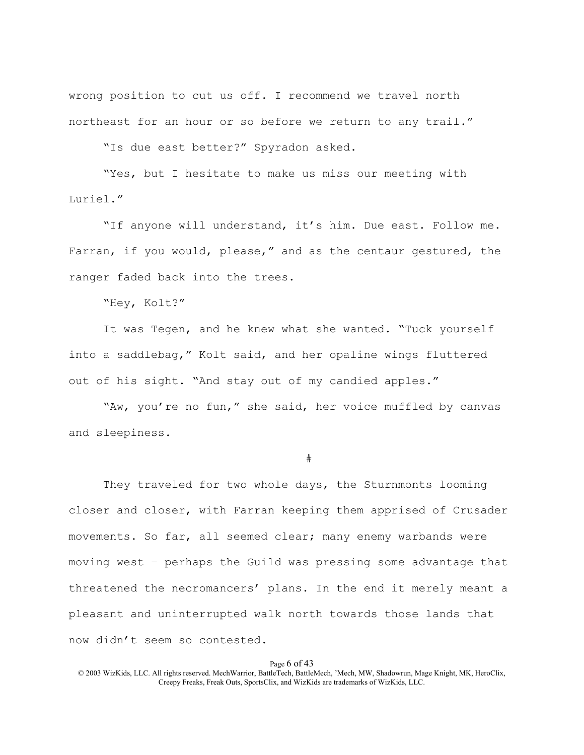wrong position to cut us off. I recommend we travel north northeast for an hour or so before we return to any trail."

"Is due east better?" Spyradon asked.

"Yes, but I hesitate to make us miss our meeting with Luriel."

"If anyone will understand, it's him. Due east. Follow me. Farran, if you would, please," and as the centaur gestured, the ranger faded back into the trees.

"Hey, Kolt?"

It was Tegen, and he knew what she wanted. "Tuck yourself into a saddlebag," Kolt said, and her opaline wings fluttered out of his sight. "And stay out of my candied apples."

"Aw, you're no fun," she said, her voice muffled by canvas and sleepiness.

#

They traveled for two whole days, the Sturnmonts looming closer and closer, with Farran keeping them apprised of Crusader movements. So far, all seemed clear; many enemy warbands were moving west – perhaps the Guild was pressing some advantage that threatened the necromancers' plans. In the end it merely meant a pleasant and uninterrupted walk north towards those lands that now didn't seem so contested.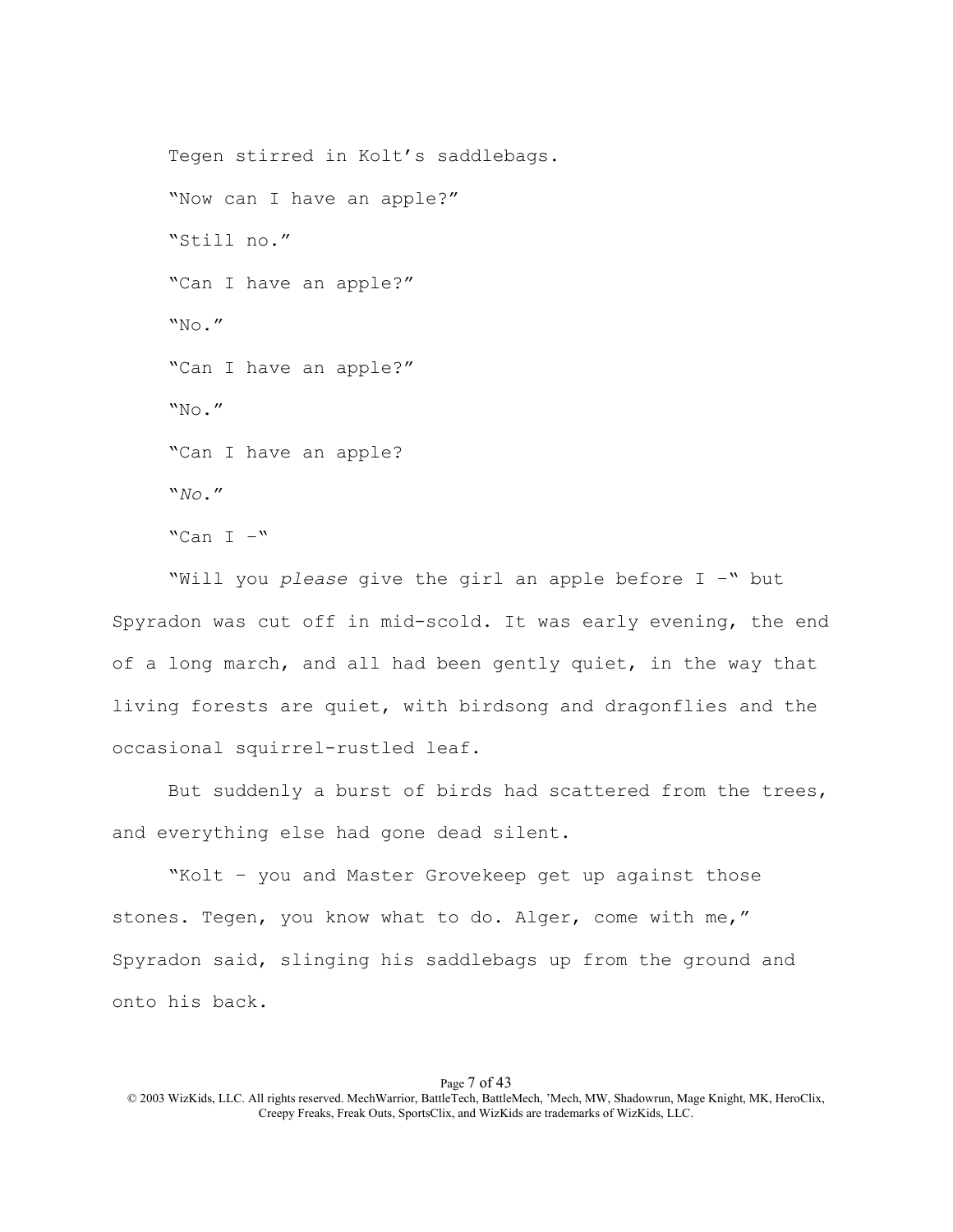Tegen stirred in Kolt's saddlebags.

"Now can I have an apple?"

"Still no."

"Can I have an apple?"

"No."

"Can I have an apple?"

"No."

"Can I have an apple?

"*No*."

"Can I –"

"Will you *please* give the girl an apple before I –" but Spyradon was cut off in mid-scold. It was early evening, the end of a long march, and all had been gently quiet, in the way that living forests are quiet, with birdsong and dragonflies and the occasional squirrel-rustled leaf.

But suddenly a burst of birds had scattered from the trees, and everything else had gone dead silent.

"Kolt – you and Master Grovekeep get up against those stones. Tegen, you know what to do. Alger, come with me," Spyradon said, slinging his saddlebags up from the ground and onto his back.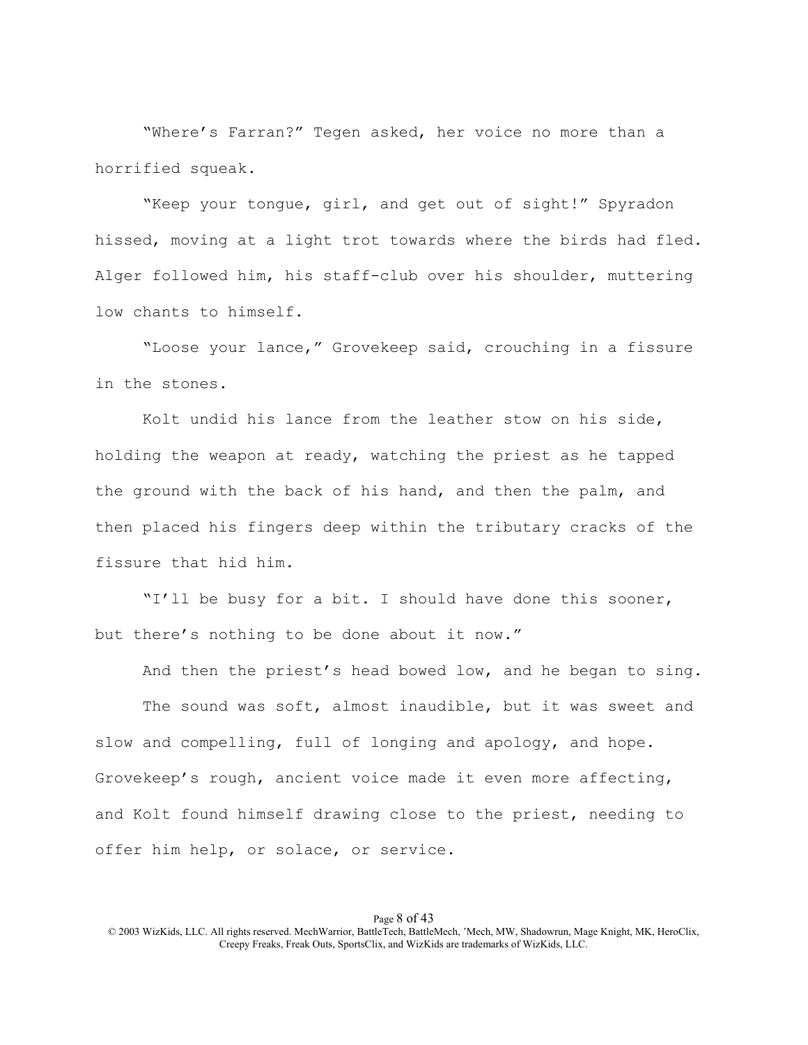"Where's Farran?" Tegen asked, her voice no more than a horrified squeak.

"Keep your tongue, girl, and get out of sight!" Spyradon hissed, moving at a light trot towards where the birds had fled. Alger followed him, his staff-club over his shoulder, muttering low chants to himself.

"Loose your lance," Grovekeep said, crouching in a fissure in the stones.

Kolt undid his lance from the leather stow on his side, holding the weapon at ready, watching the priest as he tapped the ground with the back of his hand, and then the palm, and then placed his fingers deep within the tributary cracks of the fissure that hid him.

"I'll be busy for a bit. I should have done this sooner, but there's nothing to be done about it now."

And then the priest's head bowed low, and he began to sing.

The sound was soft, almost inaudible, but it was sweet and slow and compelling, full of longing and apology, and hope. Grovekeep's rough, ancient voice made it even more affecting, and Kolt found himself drawing close to the priest, needing to offer him help, or solace, or service.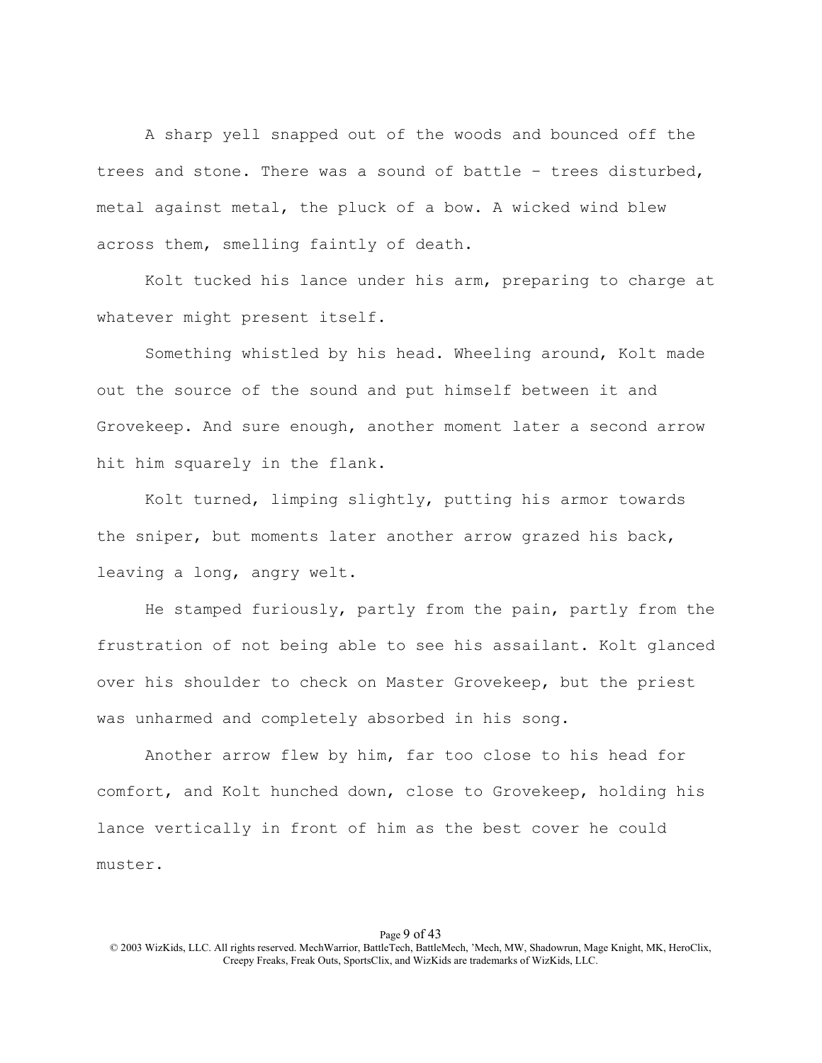A sharp yell snapped out of the woods and bounced off the trees and stone. There was a sound of battle – trees disturbed, metal against metal, the pluck of a bow. A wicked wind blew across them, smelling faintly of death.

Kolt tucked his lance under his arm, preparing to charge at whatever might present itself.

Something whistled by his head. Wheeling around, Kolt made out the source of the sound and put himself between it and Grovekeep. And sure enough, another moment later a second arrow hit him squarely in the flank.

Kolt turned, limping slightly, putting his armor towards the sniper, but moments later another arrow grazed his back, leaving a long, angry welt.

He stamped furiously, partly from the pain, partly from the frustration of not being able to see his assailant. Kolt glanced over his shoulder to check on Master Grovekeep, but the priest was unharmed and completely absorbed in his song.

Another arrow flew by him, far too close to his head for comfort, and Kolt hunched down, close to Grovekeep, holding his lance vertically in front of him as the best cover he could muster.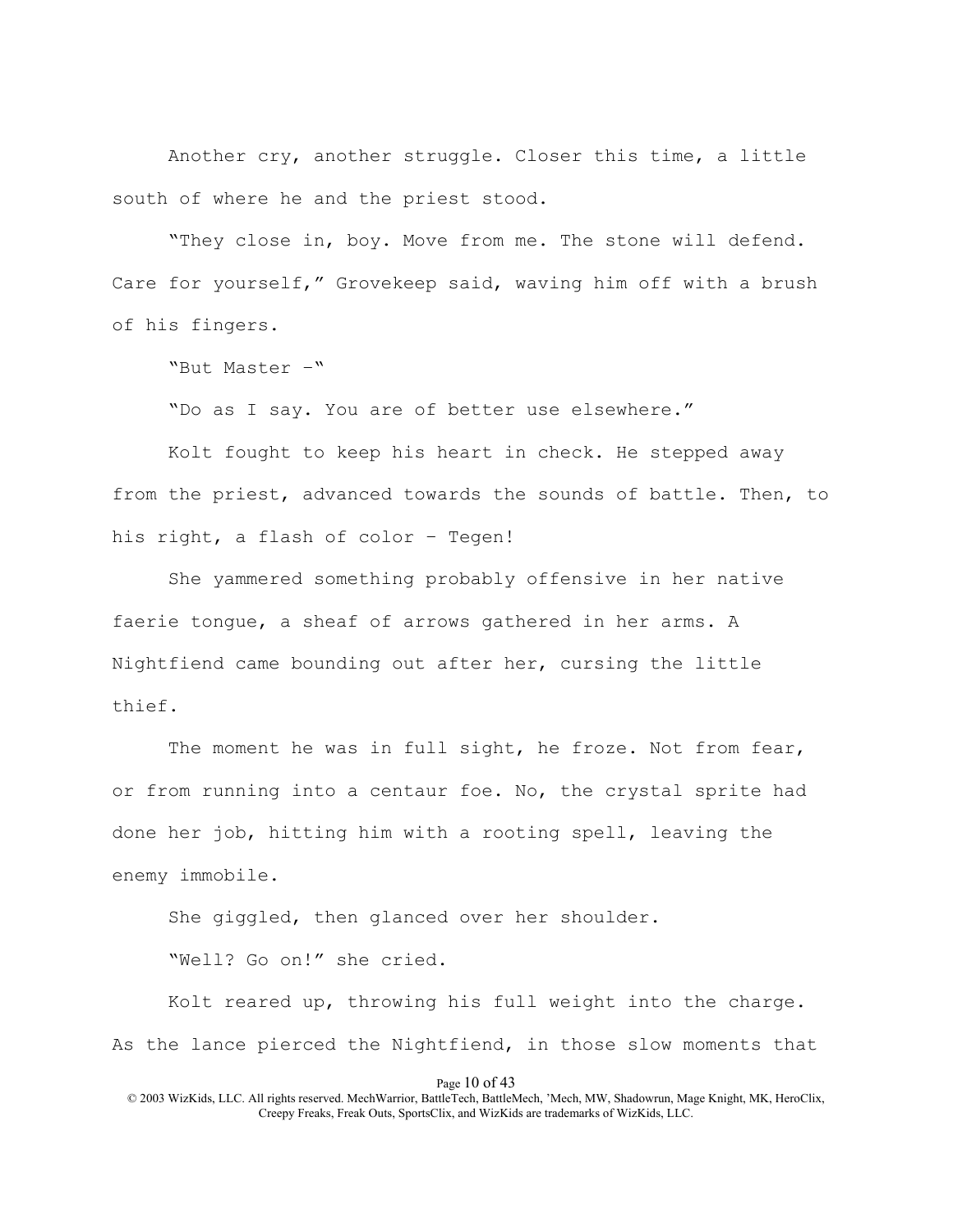Another cry, another struggle. Closer this time, a little south of where he and the priest stood.

"They close in, boy. Move from me. The stone will defend. Care for yourself," Grovekeep said, waving him off with a brush of his fingers.

"But Master –"

"Do as I say. You are of better use elsewhere."

Kolt fought to keep his heart in check. He stepped away from the priest, advanced towards the sounds of battle. Then, to his right, a flash of color – Tegen!

She yammered something probably offensive in her native faerie tongue, a sheaf of arrows gathered in her arms. A Nightfiend came bounding out after her, cursing the little thief.

The moment he was in full sight, he froze. Not from fear, or from running into a centaur foe. No, the crystal sprite had done her job, hitting him with a rooting spell, leaving the enemy immobile.

She giggled, then glanced over her shoulder.

"Well? Go on!" she cried.

Kolt reared up, throwing his full weight into the charge. As the lance pierced the Nightfiend, in those slow moments that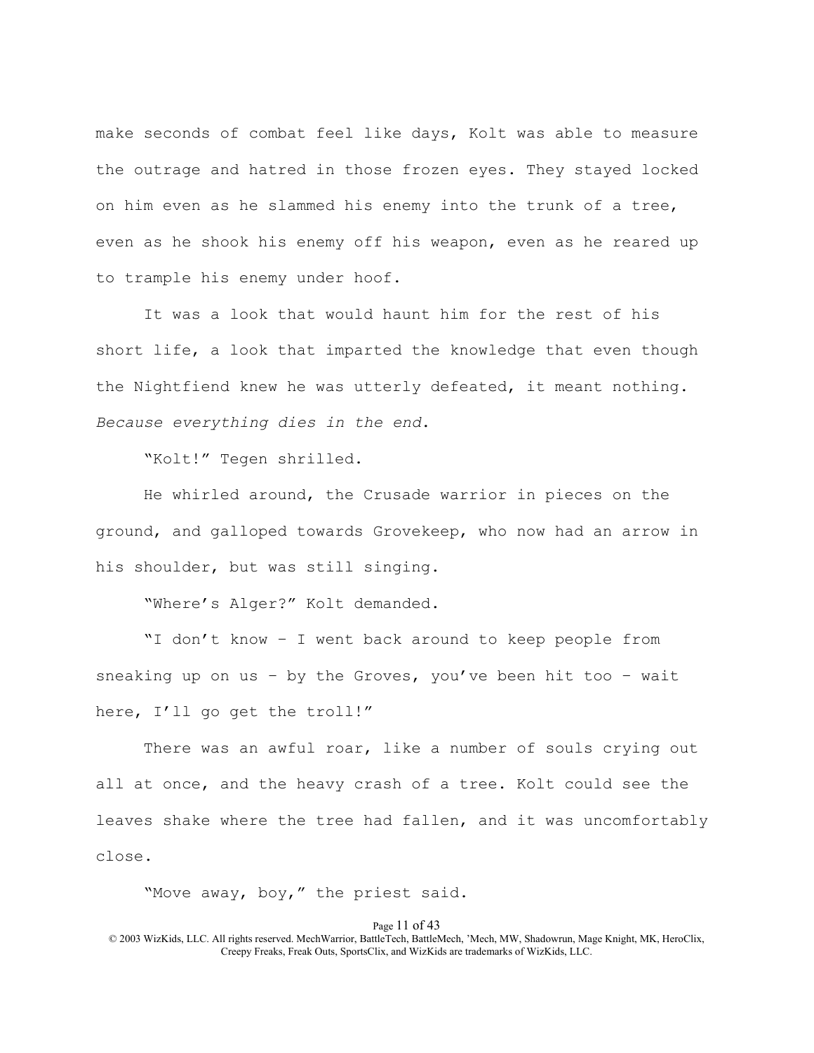make seconds of combat feel like days, Kolt was able to measure the outrage and hatred in those frozen eyes. They stayed locked on him even as he slammed his enemy into the trunk of a tree, even as he shook his enemy off his weapon, even as he reared up to trample his enemy under hoof.

It was a look that would haunt him for the rest of his short life, a look that imparted the knowledge that even though the Nightfiend knew he was utterly defeated, it meant nothing. *Because everything dies in the end*.

"Kolt!" Tegen shrilled.

He whirled around, the Crusade warrior in pieces on the ground, and galloped towards Grovekeep, who now had an arrow in his shoulder, but was still singing.

"Where's Alger?" Kolt demanded.

"I don't know – I went back around to keep people from sneaking up on us – by the Groves, you've been hit too – wait here, I'll go get the troll!"

There was an awful roar, like a number of souls crying out all at once, and the heavy crash of a tree. Kolt could see the leaves shake where the tree had fallen, and it was uncomfortably close.

"Move away, boy," the priest said.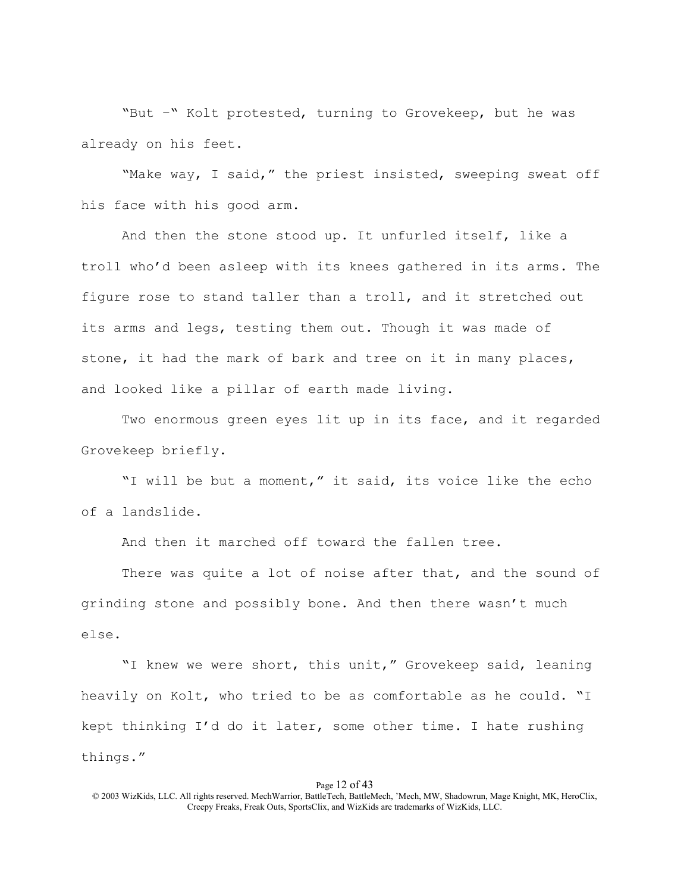"But –" Kolt protested, turning to Grovekeep, but he was already on his feet.

"Make way, I said," the priest insisted, sweeping sweat off his face with his good arm.

And then the stone stood up. It unfurled itself, like a troll who'd been asleep with its knees gathered in its arms. The figure rose to stand taller than a troll, and it stretched out its arms and legs, testing them out. Though it was made of stone, it had the mark of bark and tree on it in many places, and looked like a pillar of earth made living.

Two enormous green eyes lit up in its face, and it regarded Grovekeep briefly.

"I will be but a moment," it said, its voice like the echo of a landslide.

And then it marched off toward the fallen tree.

There was quite a lot of noise after that, and the sound of grinding stone and possibly bone. And then there wasn't much else.

"I knew we were short, this unit," Grovekeep said, leaning heavily on Kolt, who tried to be as comfortable as he could. "I kept thinking I'd do it later, some other time. I hate rushing things."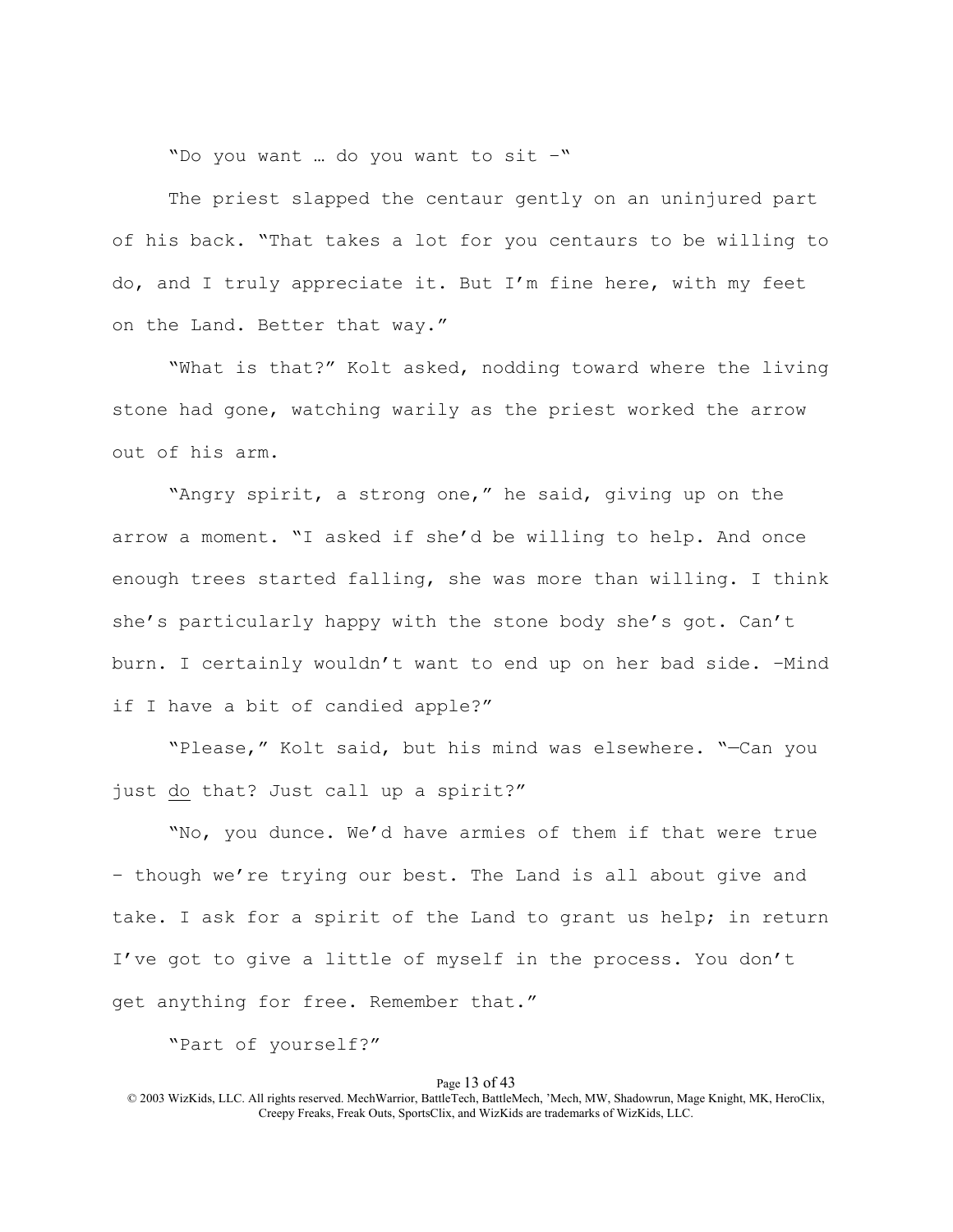"Do you want … do you want to sit –"

The priest slapped the centaur gently on an uninjured part of his back. "That takes a lot for you centaurs to be willing to do, and I truly appreciate it. But I'm fine here, with my feet on the Land. Better that way."

"What is that?" Kolt asked, nodding toward where the living stone had gone, watching warily as the priest worked the arrow out of his arm.

"Angry spirit, a strong one," he said, giving up on the arrow a moment. "I asked if she'd be willing to help. And once enough trees started falling, she was more than willing. I think she's particularly happy with the stone body she's got. Can't burn. I certainly wouldn't want to end up on her bad side. –Mind if I have a bit of candied apple?"

"Please," Kolt said, but his mind was elsewhere. "—Can you just do that? Just call up a spirit?"

"No, you dunce. We'd have armies of them if that were true – though we're trying our best. The Land is all about give and take. I ask for a spirit of the Land to grant us help; in return I've got to give a little of myself in the process. You don't get anything for free. Remember that."

"Part of yourself?"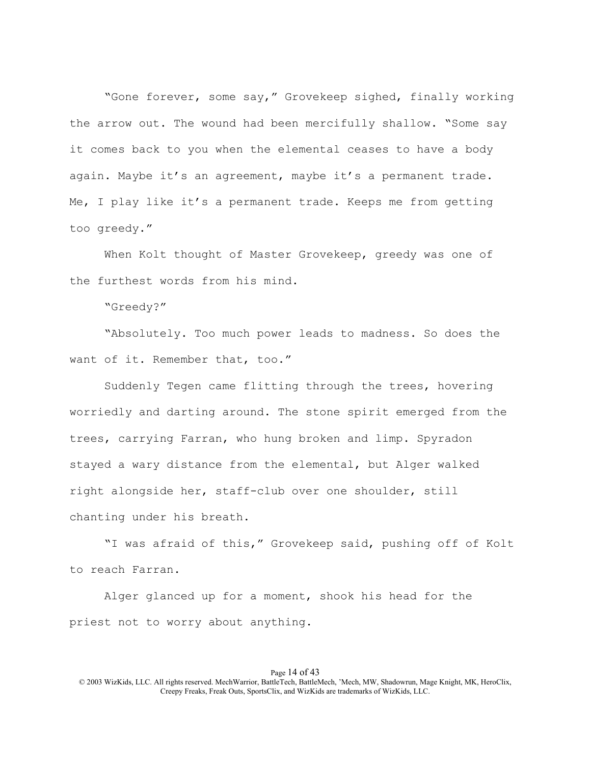"Gone forever, some say," Grovekeep sighed, finally working the arrow out. The wound had been mercifully shallow. "Some say it comes back to you when the elemental ceases to have a body again. Maybe it's an agreement, maybe it's a permanent trade. Me, I play like it's a permanent trade. Keeps me from getting too greedy."

When Kolt thought of Master Grovekeep, greedy was one of the furthest words from his mind.

"Greedy?"

"Absolutely. Too much power leads to madness. So does the want of it. Remember that, too."

Suddenly Tegen came flitting through the trees, hovering worriedly and darting around. The stone spirit emerged from the trees, carrying Farran, who hung broken and limp. Spyradon stayed a wary distance from the elemental, but Alger walked right alongside her, staff-club over one shoulder, still chanting under his breath.

"I was afraid of this," Grovekeep said, pushing off of Kolt to reach Farran.

Alger glanced up for a moment, shook his head for the priest not to worry about anything.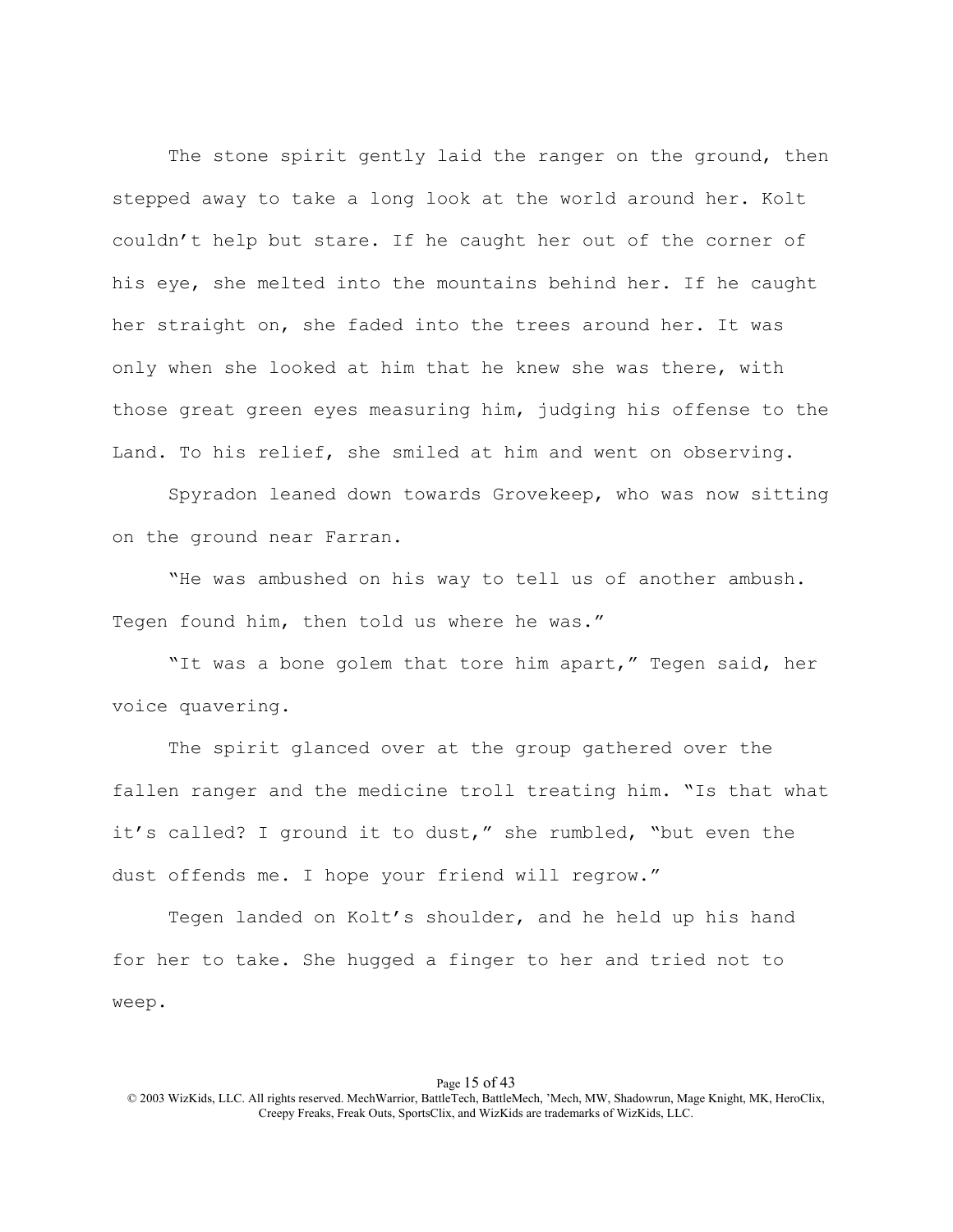The stone spirit gently laid the ranger on the ground, then stepped away to take a long look at the world around her. Kolt couldn't help but stare. If he caught her out of the corner of his eye, she melted into the mountains behind her. If he caught her straight on, she faded into the trees around her. It was only when she looked at him that he knew she was there, with those great green eyes measuring him, judging his offense to the Land. To his relief, she smiled at him and went on observing.

Spyradon leaned down towards Grovekeep, who was now sitting on the ground near Farran.

"He was ambushed on his way to tell us of another ambush. Tegen found him, then told us where he was."

"It was a bone golem that tore him apart," Tegen said, her voice quavering.

The spirit glanced over at the group gathered over the fallen ranger and the medicine troll treating him. "Is that what it's called? I ground it to dust," she rumbled, "but even the dust offends me. I hope your friend will regrow."

Tegen landed on Kolt's shoulder, and he held up his hand for her to take. She hugged a finger to her and tried not to weep.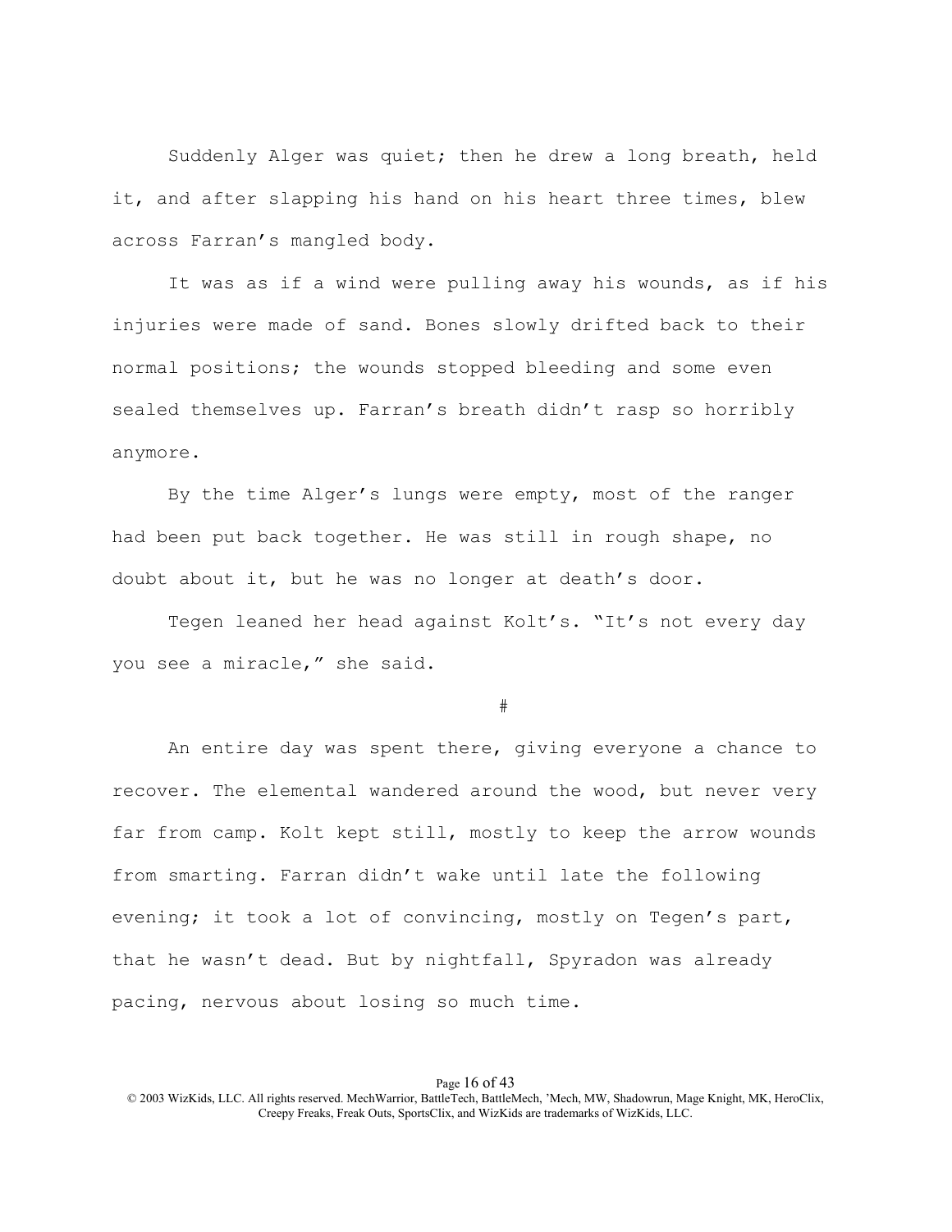Suddenly Alger was quiet; then he drew a long breath, held it, and after slapping his hand on his heart three times, blew across Farran's mangled body.

It was as if a wind were pulling away his wounds, as if his injuries were made of sand. Bones slowly drifted back to their normal positions; the wounds stopped bleeding and some even sealed themselves up. Farran's breath didn't rasp so horribly anymore.

By the time Alger's lungs were empty, most of the ranger had been put back together. He was still in rough shape, no doubt about it, but he was no longer at death's door.

Tegen leaned her head against Kolt's. "It's not every day you see a miracle," she said.

#

An entire day was spent there, giving everyone a chance to recover. The elemental wandered around the wood, but never very far from camp. Kolt kept still, mostly to keep the arrow wounds from smarting. Farran didn't wake until late the following evening; it took a lot of convincing, mostly on Tegen's part, that he wasn't dead. But by nightfall, Spyradon was already pacing, nervous about losing so much time.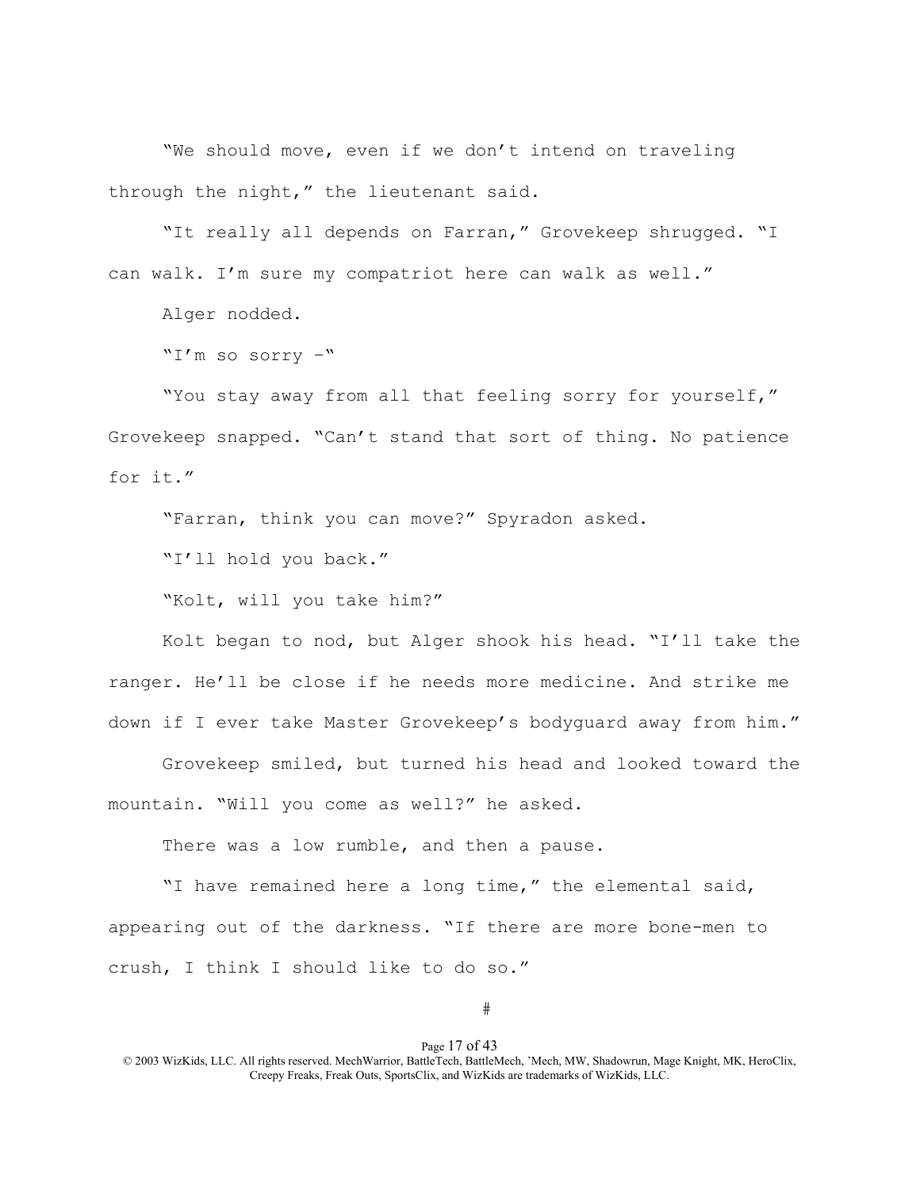"We should move, even if we don't intend on traveling through the night," the lieutenant said.

"It really all depends on Farran," Grovekeep shrugged. "I can walk. I'm sure my compatriot here can walk as well."

Alger nodded.

"I'm so sorry –"

"You stay away from all that feeling sorry for yourself," Grovekeep snapped. "Can't stand that sort of thing. No patience for it."

"Farran, think you can move?" Spyradon asked.

"I'll hold you back."

"Kolt, will you take him?"

Kolt began to nod, but Alger shook his head. "I'll take the ranger. He'll be close if he needs more medicine. And strike me down if I ever take Master Grovekeep's bodyguard away from him."

Grovekeep smiled, but turned his head and looked toward the mountain. "Will you come as well?" he asked.

There was a low rumble, and then a pause.

"I have remained here a long time," the elemental said, appearing out of the darkness. "If there are more bone-men to crush, I think I should like to do so."

#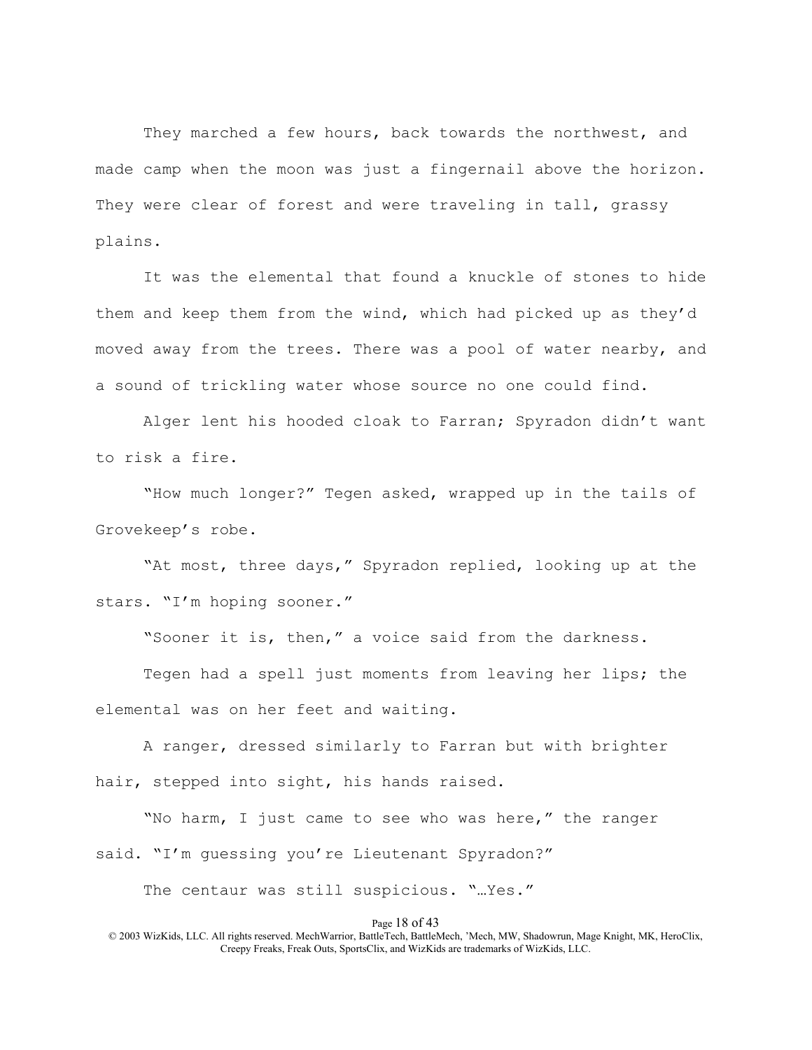They marched a few hours, back towards the northwest, and made camp when the moon was just a fingernail above the horizon. They were clear of forest and were traveling in tall, grassy plains.

It was the elemental that found a knuckle of stones to hide them and keep them from the wind, which had picked up as they'd moved away from the trees. There was a pool of water nearby, and a sound of trickling water whose source no one could find.

Alger lent his hooded cloak to Farran; Spyradon didn't want to risk a fire.

"How much longer?" Tegen asked, wrapped up in the tails of Grovekeep's robe.

"At most, three days," Spyradon replied, looking up at the stars. "I'm hoping sooner."

"Sooner it is, then," a voice said from the darkness.

Tegen had a spell just moments from leaving her lips; the elemental was on her feet and waiting.

A ranger, dressed similarly to Farran but with brighter hair, stepped into sight, his hands raised.

"No harm, I just came to see who was here," the ranger said. "I'm guessing you're Lieutenant Spyradon?"

The centaur was still suspicious. "…Yes."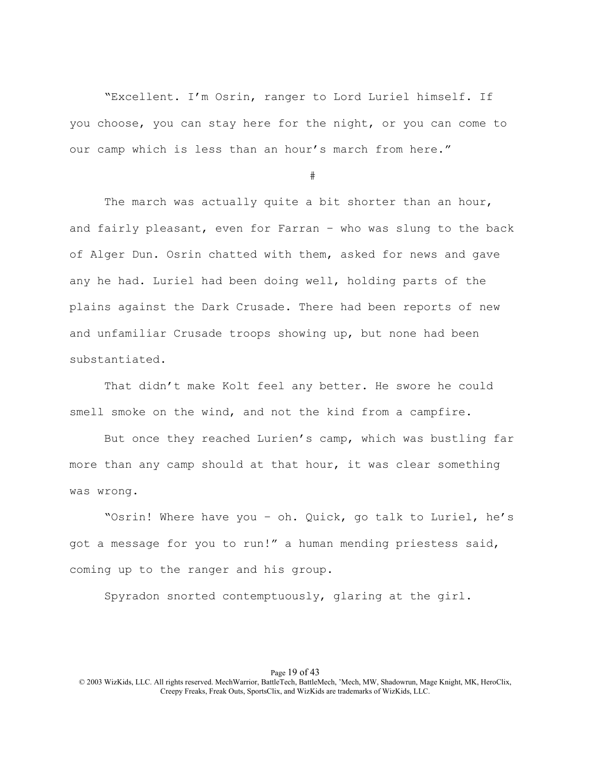"Excellent. I'm Osrin, ranger to Lord Luriel himself. If you choose, you can stay here for the night, or you can come to our camp which is less than an hour's march from here."

#

The march was actually quite a bit shorter than an hour, and fairly pleasant, even for Farran – who was slung to the back of Alger Dun. Osrin chatted with them, asked for news and gave any he had. Luriel had been doing well, holding parts of the plains against the Dark Crusade. There had been reports of new and unfamiliar Crusade troops showing up, but none had been substantiated.

That didn't make Kolt feel any better. He swore he could smell smoke on the wind, and not the kind from a campfire.

But once they reached Lurien's camp, which was bustling far more than any camp should at that hour, it was clear something was wrong.

"Osrin! Where have you – oh. Quick, go talk to Luriel, he's got a message for you to run!" a human mending priestess said, coming up to the ranger and his group.

Spyradon snorted contemptuously, glaring at the girl.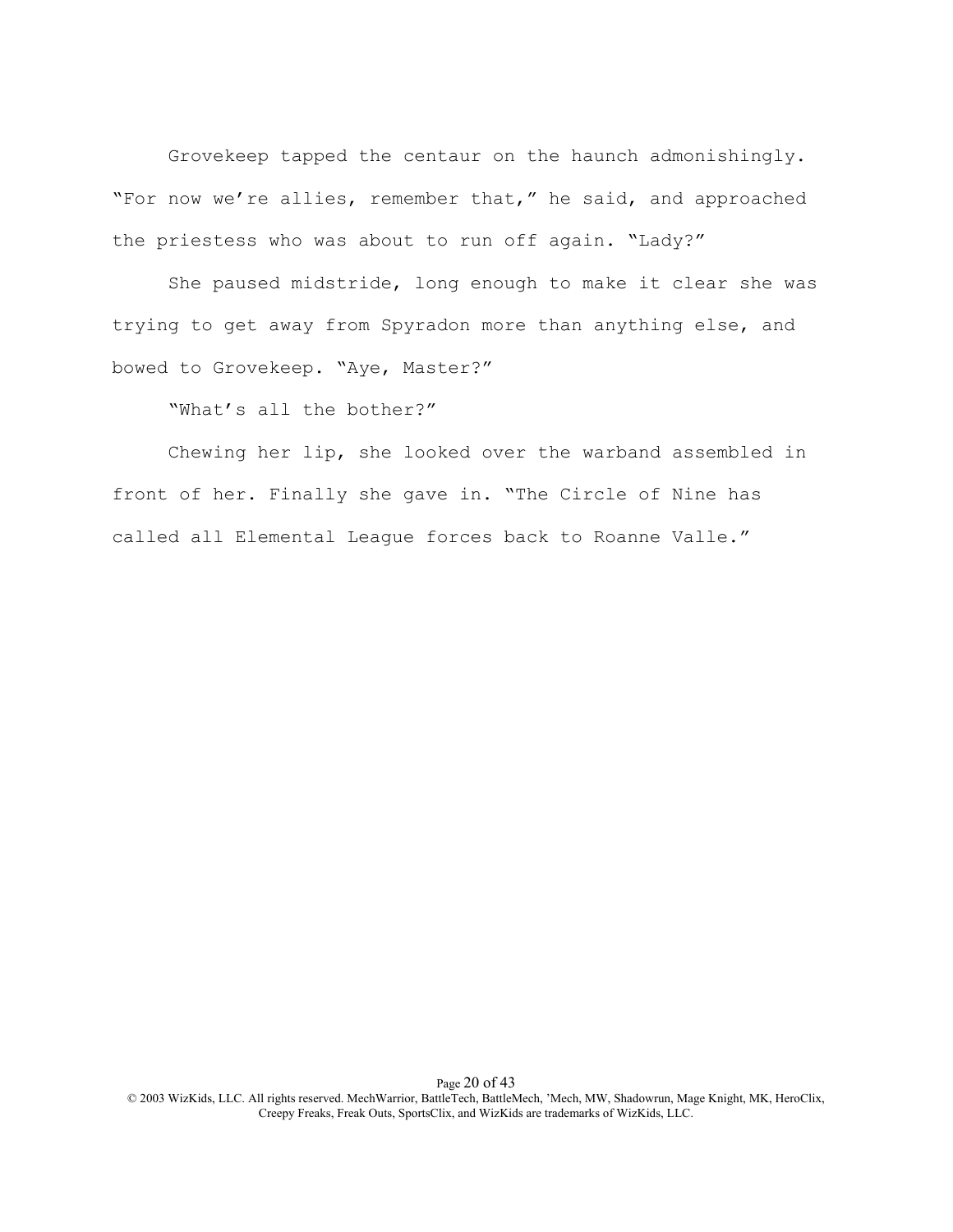Grovekeep tapped the centaur on the haunch admonishingly. "For now we're allies, remember that," he said, and approached the priestess who was about to run off again. "Lady?"

She paused midstride, long enough to make it clear she was trying to get away from Spyradon more than anything else, and bowed to Grovekeep. "Aye, Master?"

"What's all the bother?"

Chewing her lip, she looked over the warband assembled in front of her. Finally she gave in. "The Circle of Nine has called all Elemental League forces back to Roanne Valle."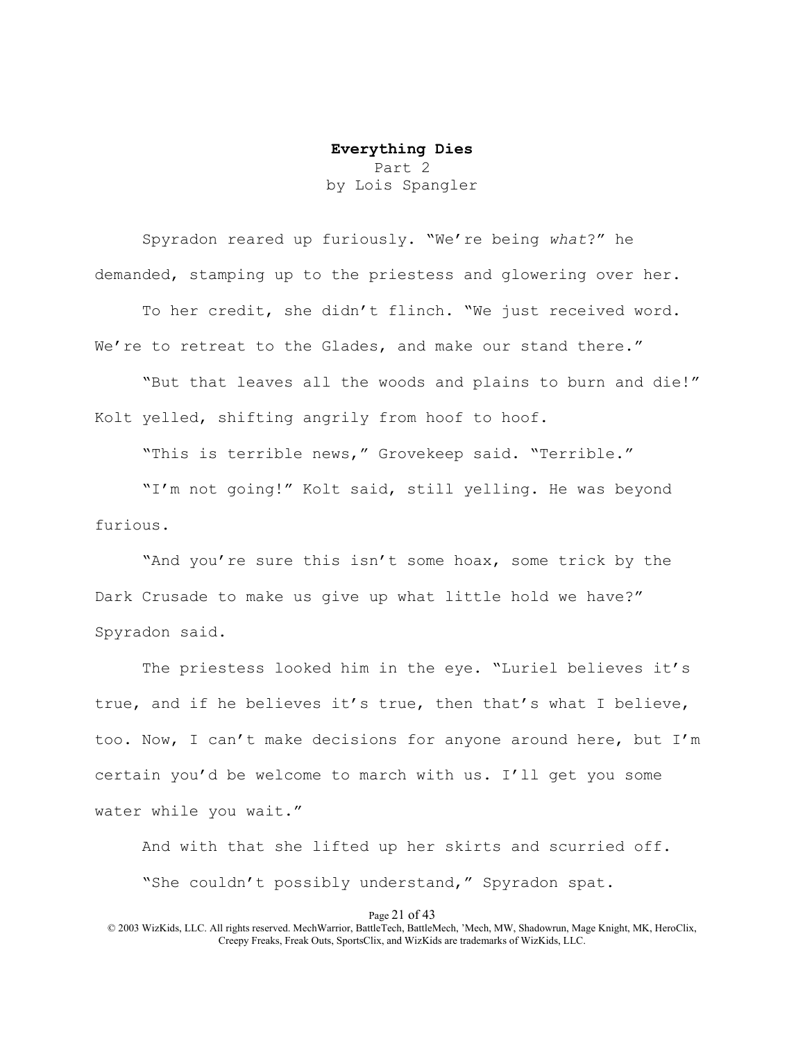**Everything Dies**

Part 2

by Lois Spangler

Spyradon reared up furiously. “We’re being *what*?” he demanded, stamping up to the priestess and glowering over her.

To her credit, she didn’t flinch. “We just received word. We’re to retreat to the Glades, and make our stand there.”

“But that leaves all the woods and plains to burn and die!” Kolt yelled, shifting angrily from hoof to hoof.

“This is terrible news,” Grovekeep said. “Terrible.”

“I’m not going!” Kolt said, still yelling. He was beyond furious.

“And you’re sure this isn’t some hoax, some trick by the Dark Crusade to make us give up what little hold we have?” Spyradon said.

The priestess looked him in the eye. “Luriel believes it’s true, and if he believes it’s true, then that’s what I believe, too. Now, I can’t make decisions for anyone around here, but I’m certain you’d be welcome to march with us. I’ll get you some water while you wait.”

And with that she lifted up her skirts and scurried off.

“She couldn’t possibly understand,” Spyradon spat.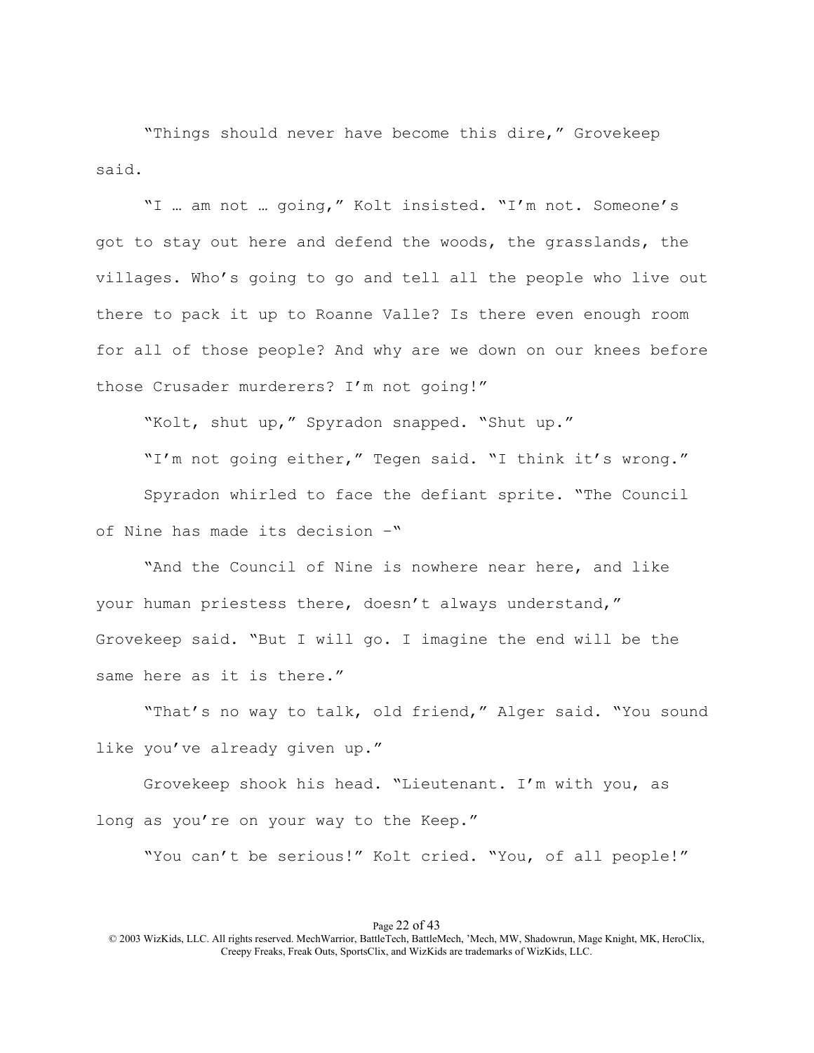"Things should never have become this dire," Grovekeep said.

"I … am not … going," Kolt insisted. "I'm not. Someone's got to stay out here and defend the woods, the grasslands, the villages. Who's going to go and tell all the people who live out there to pack it up to Roanne Valle? Is there even enough room for all of those people? And why are we down on our knees before those Crusader murderers? I'm not going!"

"Kolt, shut up," Spyradon snapped. "Shut up."

"I'm not going either," Tegen said. "I think it's wrong."

Spyradon whirled to face the defiant sprite. "The Council of Nine has made its decision –"

"And the Council of Nine is nowhere near here, and like your human priestess there, doesn't always understand," Grovekeep said. "But I will go. I imagine the end will be the same here as it is there."

"That's no way to talk, old friend," Alger said. "You sound like you've already given up."

Grovekeep shook his head. "Lieutenant. I'm with you, as long as you're on your way to the Keep."

"You can't be serious!" Kolt cried. "You, of all people!"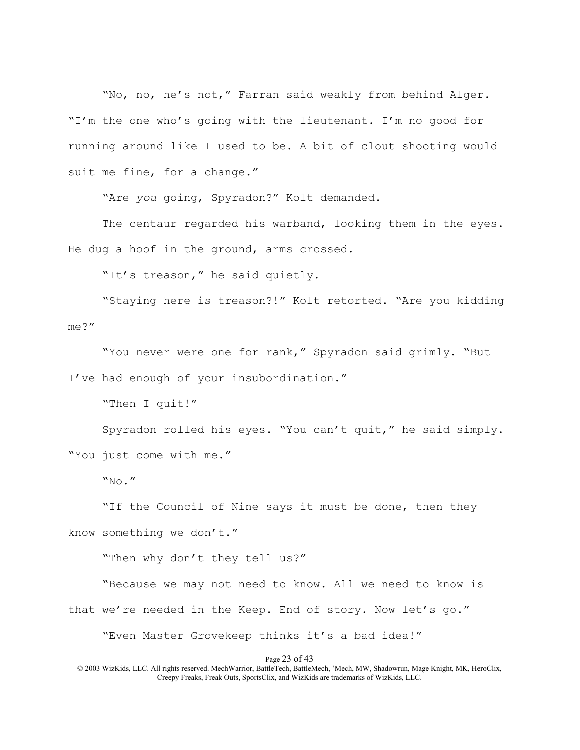"No, no, he's not," Farran said weakly from behind Alger. "I'm the one who's going with the lieutenant. I'm no good for running around like I used to be. A bit of clout shooting would suit me fine, for a change."

"Are *you* going, Spyradon?" Kolt demanded.

The centaur regarded his warband, looking them in the eyes. He dug a hoof in the ground, arms crossed.

"It's treason," he said quietly.

"Staying here is treason?!" Kolt retorted. "Are you kidding me?"

"You never were one for rank," Spyradon said grimly. "But I've had enough of your insubordination."

"Then I quit!"

Spyradon rolled his eyes. "You can't quit," he said simply. "You just come with me."

"No."

"If the Council of Nine says it must be done, then they know something we don't."

"Then why don't they tell us?"

"Because we may not need to know. All we need to know is that we're needed in the Keep. End of story. Now let's go."

"Even Master Grovekeep thinks it's a bad idea!"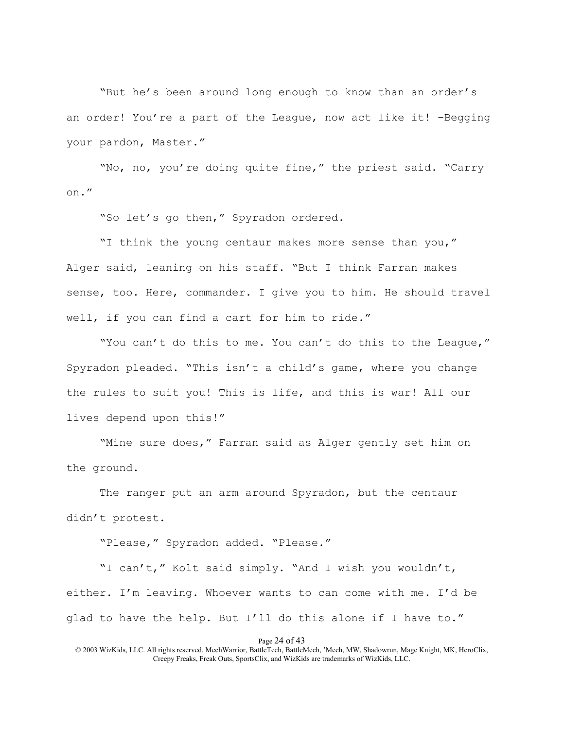"But he's been around long enough to know than an order's an order! You're a part of the League, now act like it! –Begging your pardon, Master."

"No, no, you're doing quite fine," the priest said. "Carry on."

"So let's go then," Spyradon ordered.

"I think the young centaur makes more sense than you," Alger said, leaning on his staff. "But I think Farran makes sense, too. Here, commander. I give you to him. He should travel well, if you can find a cart for him to ride."

"You can't do this to me. You can't do this to the League," Spyradon pleaded. "This isn't a child's game, where you change the rules to suit you! This is life, and this is war! All our lives depend upon this!"

"Mine sure does," Farran said as Alger gently set him on the ground.

The ranger put an arm around Spyradon, but the centaur didn't protest.

"Please," Spyradon added. "Please."

"I can't," Kolt said simply. "And I wish you wouldn't, either. I'm leaving. Whoever wants to can come with me. I'd be glad to have the help. But I'll do this alone if I have to."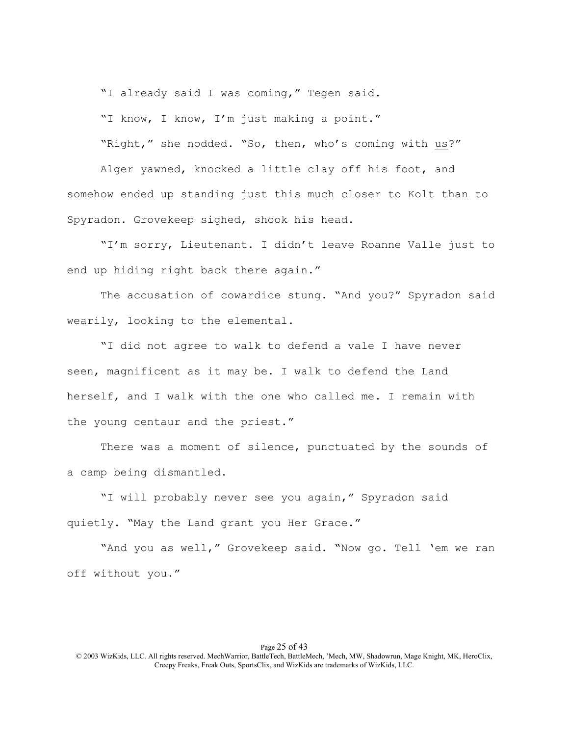"I already said I was coming," Tegen said.

"I know, I know, I'm just making a point."

"Right," she nodded. "So, then, who's coming with <u>us</u>?"

Alger yawned, knocked a little clay off his foot, and somehow ended up standing just this much closer to Kolt than to Spyradon. Grovekeep sighed, shook his head.

"I'm sorry, Lieutenant. I didn't leave Roanne Valle just to end up hiding right back there again."

The accusation of cowardice stung. "And you?" Spyradon said wearily, looking to the elemental.

"I did not agree to walk to defend a vale I have never seen, magnificent as it may be. I walk to defend the Land herself, and I walk with the one who called me. I remain with the young centaur and the priest."

There was a moment of silence, punctuated by the sounds of a camp being dismantled.

"I will probably never see you again," Spyradon said quietly. "May the Land grant you Her Grace."

"And you as well," Grovekeep said. "Now go. Tell 'em we ran off without you."

© 2003 WizKids, LLC. All rights reserved. MechWarrior, BattleTech, BattleMech, 'Mech, MW, Shadowrun, Mage Knight, MK, HeroClix, Creepy Freaks, Freak Outs, SportsClix, and WizKids are trademarks of WizKids, LLC.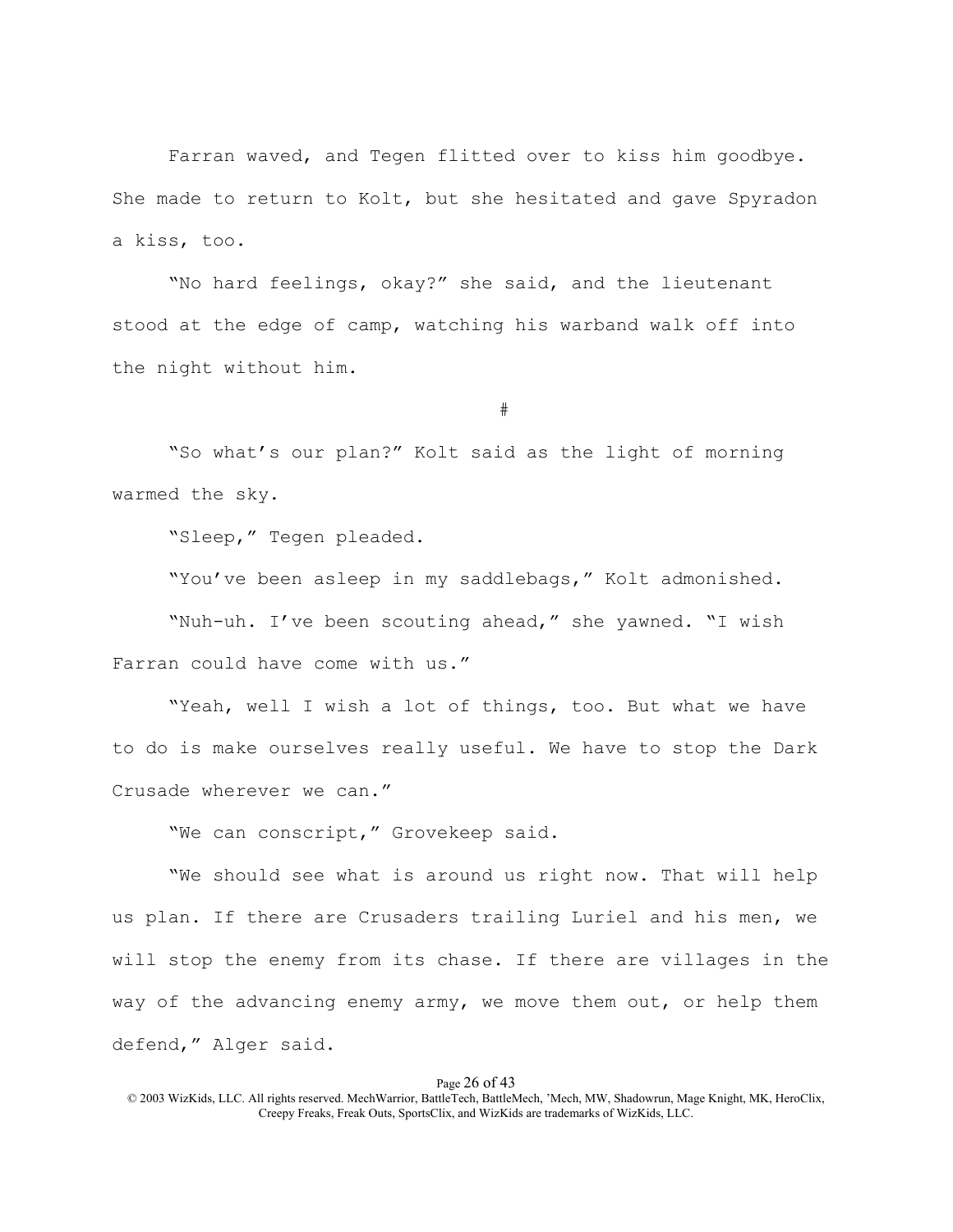Farran waved, and Tegen flitted over to kiss him goodbye. She made to return to Kolt, but she hesitated and gave Spyradon a kiss, too.

"No hard feelings, okay?" she said, and the lieutenant stood at the edge of camp, watching his warband walk off into the night without him.

#

"So what's our plan?" Kolt said as the light of morning warmed the sky.

"Sleep," Tegen pleaded.

"You've been asleep in my saddlebags," Kolt admonished.

"Nuh-uh. I've been scouting ahead," she yawned. "I wish Farran could have come with us."

"Yeah, well I wish a lot of things, too. But what we have to do is make ourselves really useful. We have to stop the Dark Crusade wherever we can."

"We can conscript," Grovekeep said.

"We should see what is around us right now. That will help us plan. If there are Crusaders trailing Luriel and his men, we will stop the enemy from its chase. If there are villages in the way of the advancing enemy army, we move them out, or help them defend," Alger said.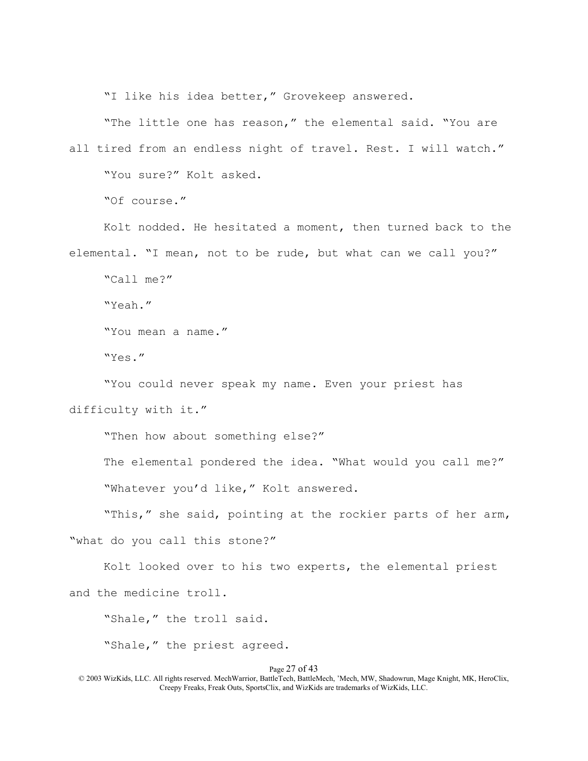"I like his idea better," Grovekeep answered.

"The little one has reason," the elemental said. "You are all tired from an endless night of travel. Rest. I will watch."

"You sure?" Kolt asked.

"Of course."

Kolt nodded. He hesitated a moment, then turned back to the elemental. "I mean, not to be rude, but what can we call you?"

"Call me?"

"Yeah."

"You mean a name."

"Yes."

"You could never speak my name. Even your priest has difficulty with it."

"Then how about something else?"

The elemental pondered the idea. "What would you call me?"

"Whatever you'd like," Kolt answered.

"This," she said, pointing at the rockier parts of her arm, "what do you call this stone?"

Kolt looked over to his two experts, the elemental priest and the medicine troll.

"Shale," the troll said.

"Shale," the priest agreed.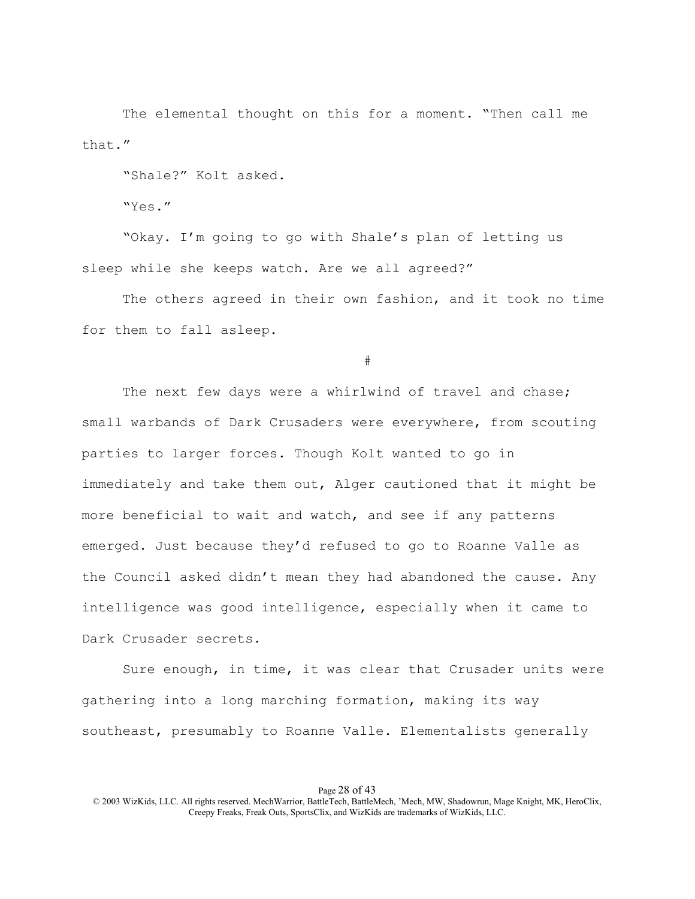The elemental thought on this for a moment. "Then call me that."

"Shale?" Kolt asked.

"Yes."

"Okay. I'm going to go with Shale's plan of letting us sleep while she keeps watch. Are we all agreed?"

The others agreed in their own fashion, and it took no time for them to fall asleep.

#

The next few days were a whirlwind of travel and chase; small warbands of Dark Crusaders were everywhere, from scouting parties to larger forces. Though Kolt wanted to go in immediately and take them out, Alger cautioned that it might be more beneficial to wait and watch, and see if any patterns emerged. Just because they'd refused to go to Roanne Valle as the Council asked didn't mean they had abandoned the cause. Any intelligence was good intelligence, especially when it came to Dark Crusader secrets.

Sure enough, in time, it was clear that Crusader units were gathering into a long marching formation, making its way southeast, presumably to Roanne Valle. Elementalists generally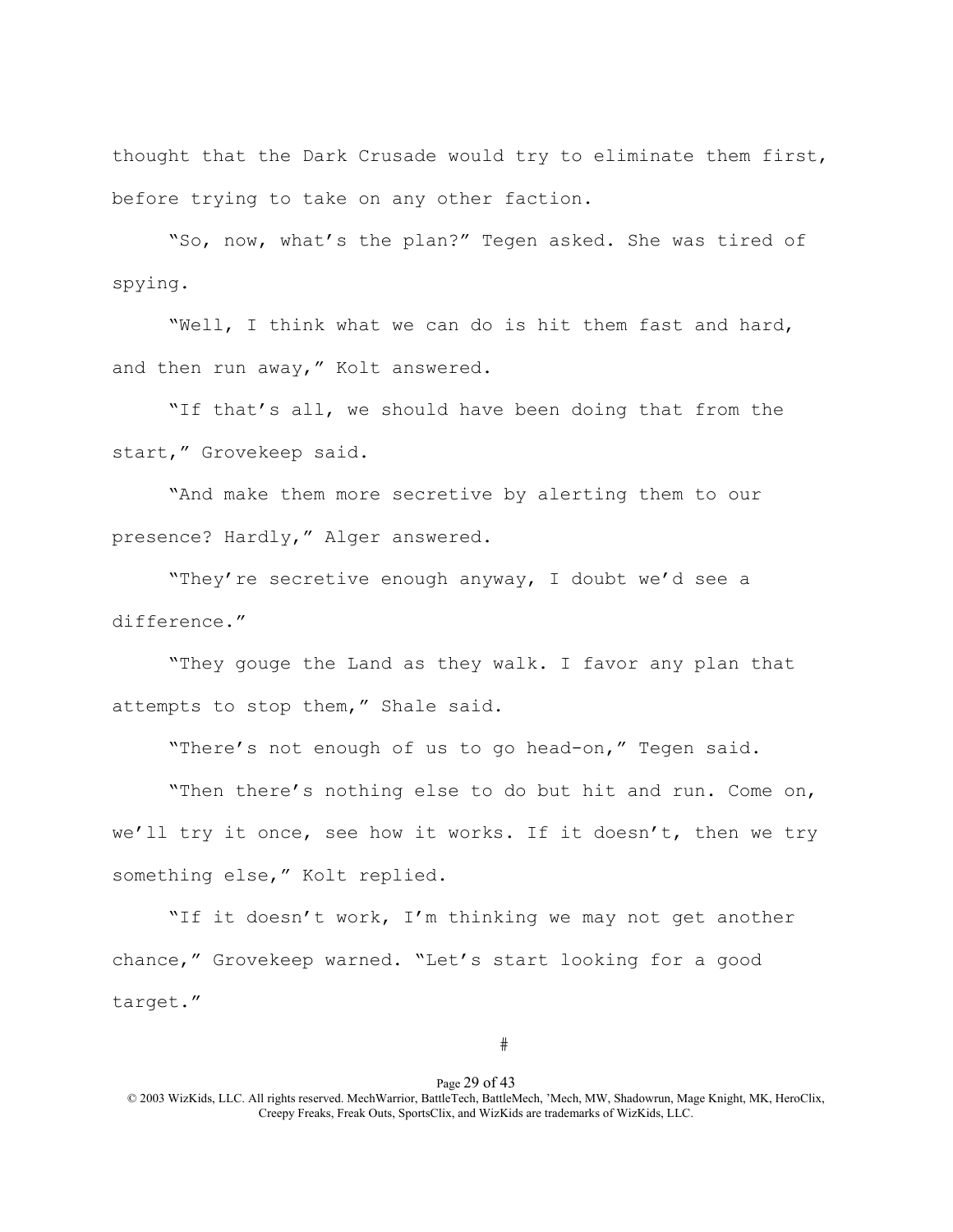thought that the Dark Crusade would try to eliminate them first, before trying to take on any other faction.

"So, now, what's the plan?" Tegen asked. She was tired of spying.

"Well, I think what we can do is hit them fast and hard, and then run away," Kolt answered.

"If that's all, we should have been doing that from the start," Grovekeep said.

"And make them more secretive by alerting them to our presence? Hardly," Alger answered.

"They're secretive enough anyway, I doubt we'd see a difference."

"They gouge the Land as they walk. I favor any plan that attempts to stop them," Shale said.

"There's not enough of us to go head-on," Tegen said.

"Then there's nothing else to do but hit and run. Come on, we'll try it once, see how it works. If it doesn't, then we try something else," Kolt replied.

"If it doesn't work, I'm thinking we may not get another chance," Grovekeep warned. "Let's start looking for a good target."

#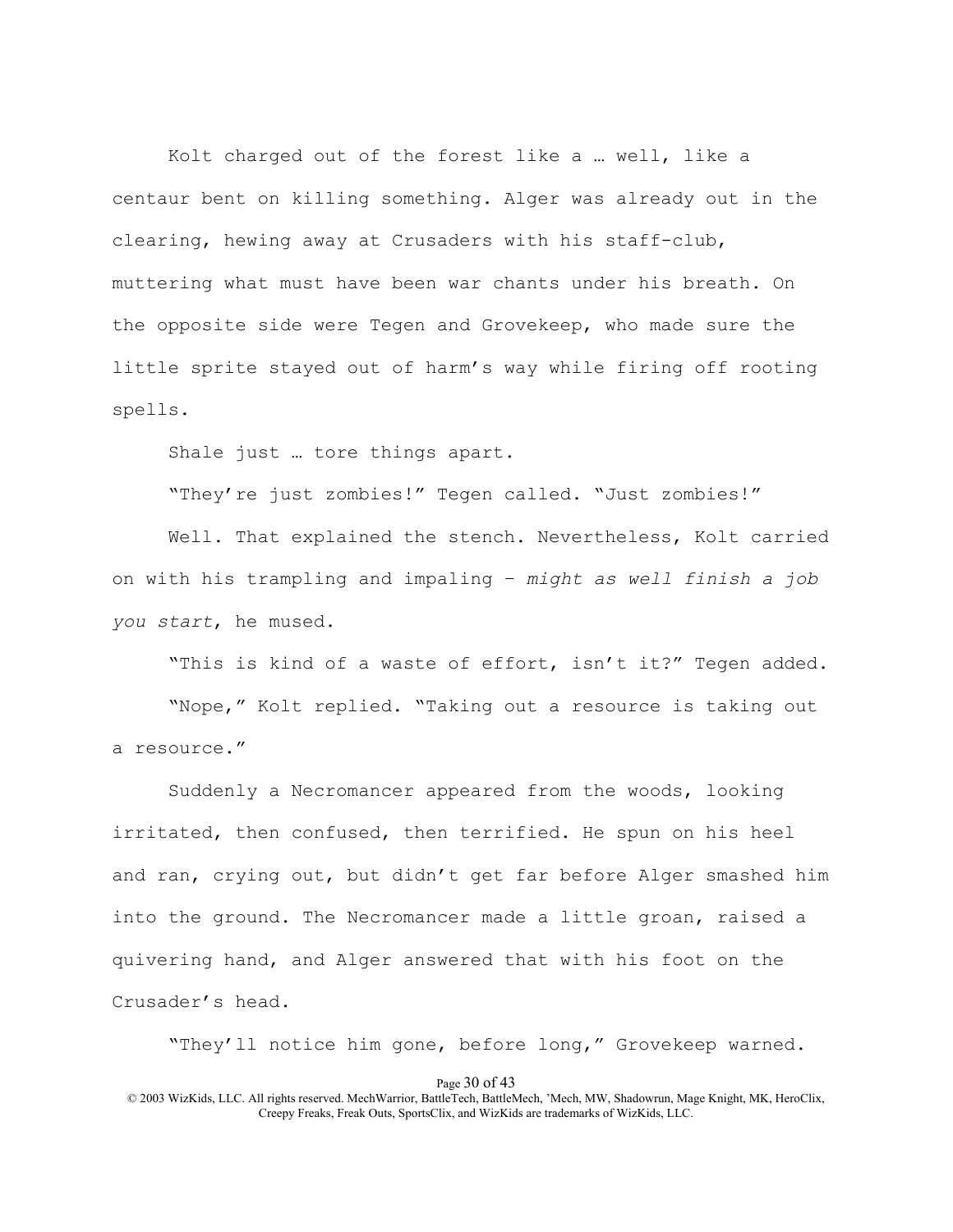Kolt charged out of the forest like a … well, like a centaur bent on killing something. Alger was already out in the clearing, hewing away at Crusaders with his staff-club, muttering what must have been war chants under his breath. On the opposite side were Tegen and Grovekeep, who made sure the little sprite stayed out of harm's way while firing off rooting spells.

Shale just … tore things apart.

"They're just zombies!" Tegen called. "Just zombies!"

Well. That explained the stench. Nevertheless, Kolt carried on with his trampling and impaling – *might as well finish a job you start*, he mused.

"This is kind of a waste of effort, isn't it?" Tegen added.

"Nope," Kolt replied. "Taking out a resource is taking out a resource."

Suddenly a Necromancer appeared from the woods, looking irritated, then confused, then terrified. He spun on his heel and ran, crying out, but didn't get far before Alger smashed him into the ground. The Necromancer made a little groan, raised a quivering hand, and Alger answered that with his foot on the Crusader's head.

"They'll notice him gone, before long," Grovekeep warned.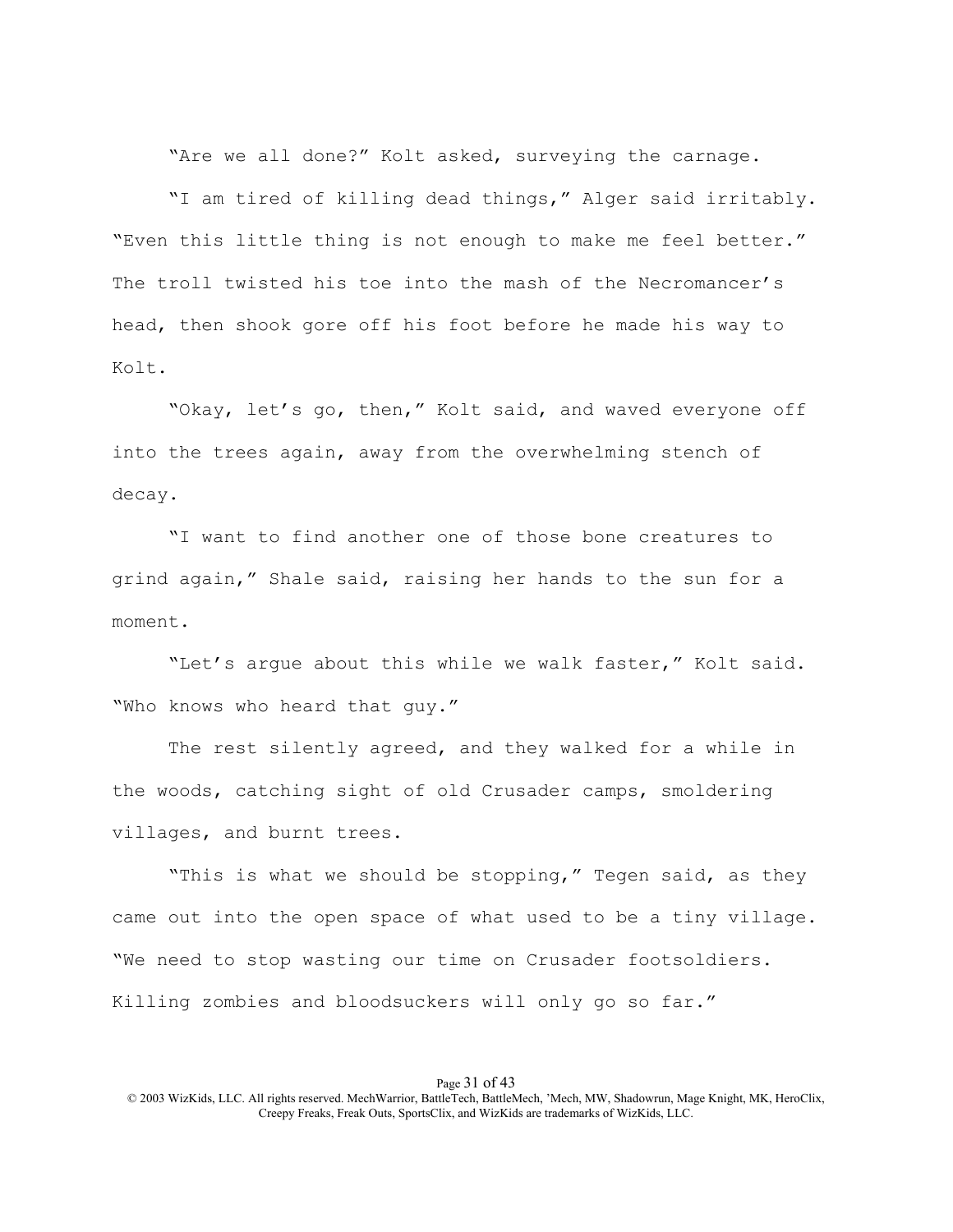"Are we all done?" Kolt asked, surveying the carnage.

"I am tired of killing dead things," Alger said irritably. "Even this little thing is not enough to make me feel better." The troll twisted his toe into the mash of the Necromancer's head, then shook gore off his foot before he made his way to Kolt.

"Okay, let's go, then," Kolt said, and waved everyone off into the trees again, away from the overwhelming stench of decay.

"I want to find another one of those bone creatures to grind again," Shale said, raising her hands to the sun for a moment.

"Let's argue about this while we walk faster," Kolt said. "Who knows who heard that guy."

The rest silently agreed, and they walked for a while in the woods, catching sight of old Crusader camps, smoldering villages, and burnt trees.

"This is what we should be stopping," Tegen said, as they came out into the open space of what used to be a tiny village. "We need to stop wasting our time on Crusader footsoldiers. Killing zombies and bloodsuckers will only go so far."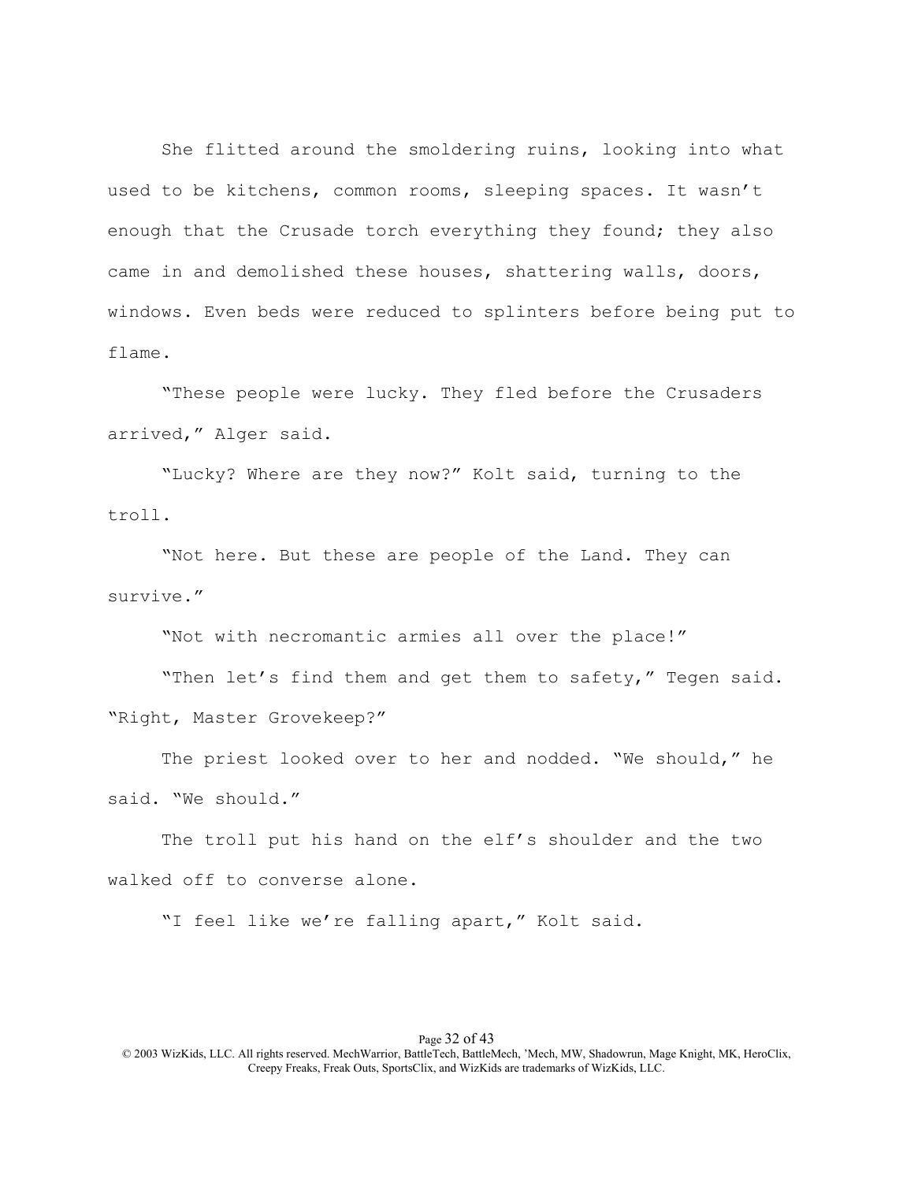She flitted around the smoldering ruins, looking into what used to be kitchens, common rooms, sleeping spaces. It wasn't enough that the Crusade torch everything they found; they also came in and demolished these houses, shattering walls, doors, windows. Even beds were reduced to splinters before being put to flame.

"These people were lucky. They fled before the Crusaders arrived," Alger said.

"Lucky? Where are they now?" Kolt said, turning to the troll.

"Not here. But these are people of the Land. They can survive."

"Not with necromantic armies all over the place!"

"Then let's find them and get them to safety," Tegen said. "Right, Master Grovekeep?"

The priest looked over to her and nodded. "We should," he said. "We should."

The troll put his hand on the elf's shoulder and the two walked off to converse alone.

"I feel like we're falling apart," Kolt said.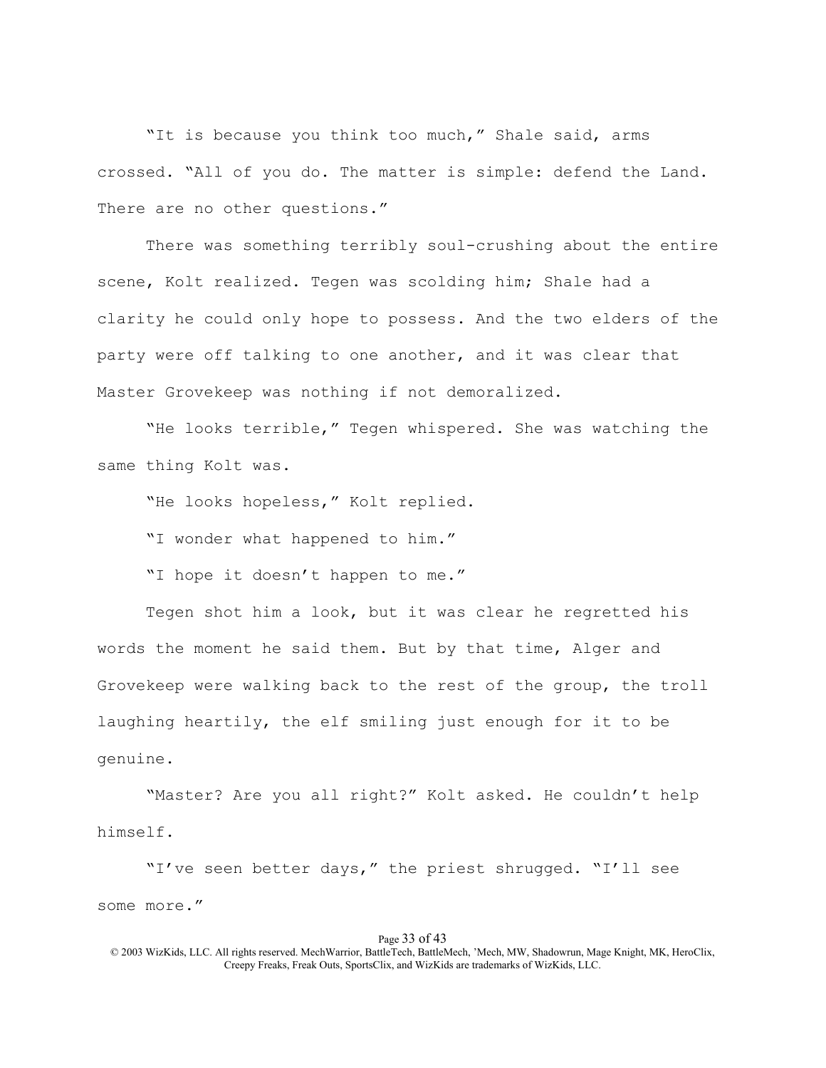"It is because you think too much," Shale said, arms crossed. "All of you do. The matter is simple: defend the Land. There are no other questions."

There was something terribly soul-crushing about the entire scene, Kolt realized. Tegen was scolding him; Shale had a clarity he could only hope to possess. And the two elders of the party were off talking to one another, and it was clear that Master Grovekeep was nothing if not demoralized.

"He looks terrible," Tegen whispered. She was watching the same thing Kolt was.

"He looks hopeless," Kolt replied.

"I wonder what happened to him."

"I hope it doesn't happen to me."

Tegen shot him a look, but it was clear he regretted his words the moment he said them. But by that time, Alger and Grovekeep were walking back to the rest of the group, the troll laughing heartily, the elf smiling just enough for it to be genuine.

"Master? Are you all right?" Kolt asked. He couldn't help himself.

"I've seen better days," the priest shrugged. "I'll see some more."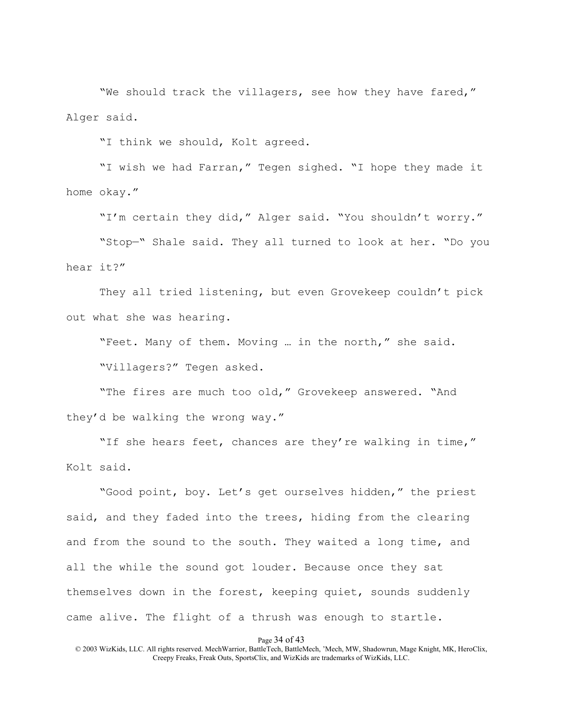"We should track the villagers, see how they have fared," Alger said.

"I think we should, Kolt agreed.

"I wish we had Farran," Tegen sighed. "I hope they made it home okay."

"I'm certain they did," Alger said. "You shouldn't worry."

"Stop—" Shale said. They all turned to look at her. "Do you hear it?"

They all tried listening, but even Grovekeep couldn't pick out what she was hearing.

"Feet. Many of them. Moving … in the north," she said.

"Villagers?" Tegen asked.

"The fires are much too old," Grovekeep answered. "And they'd be walking the wrong way."

"If she hears feet, chances are they're walking in time," Kolt said.

"Good point, boy. Let's get ourselves hidden," the priest said, and they faded into the trees, hiding from the clearing and from the sound to the south. They waited a long time, and all the while the sound got louder. Because once they sat themselves down in the forest, keeping quiet, sounds suddenly came alive. The flight of a thrush was enough to startle.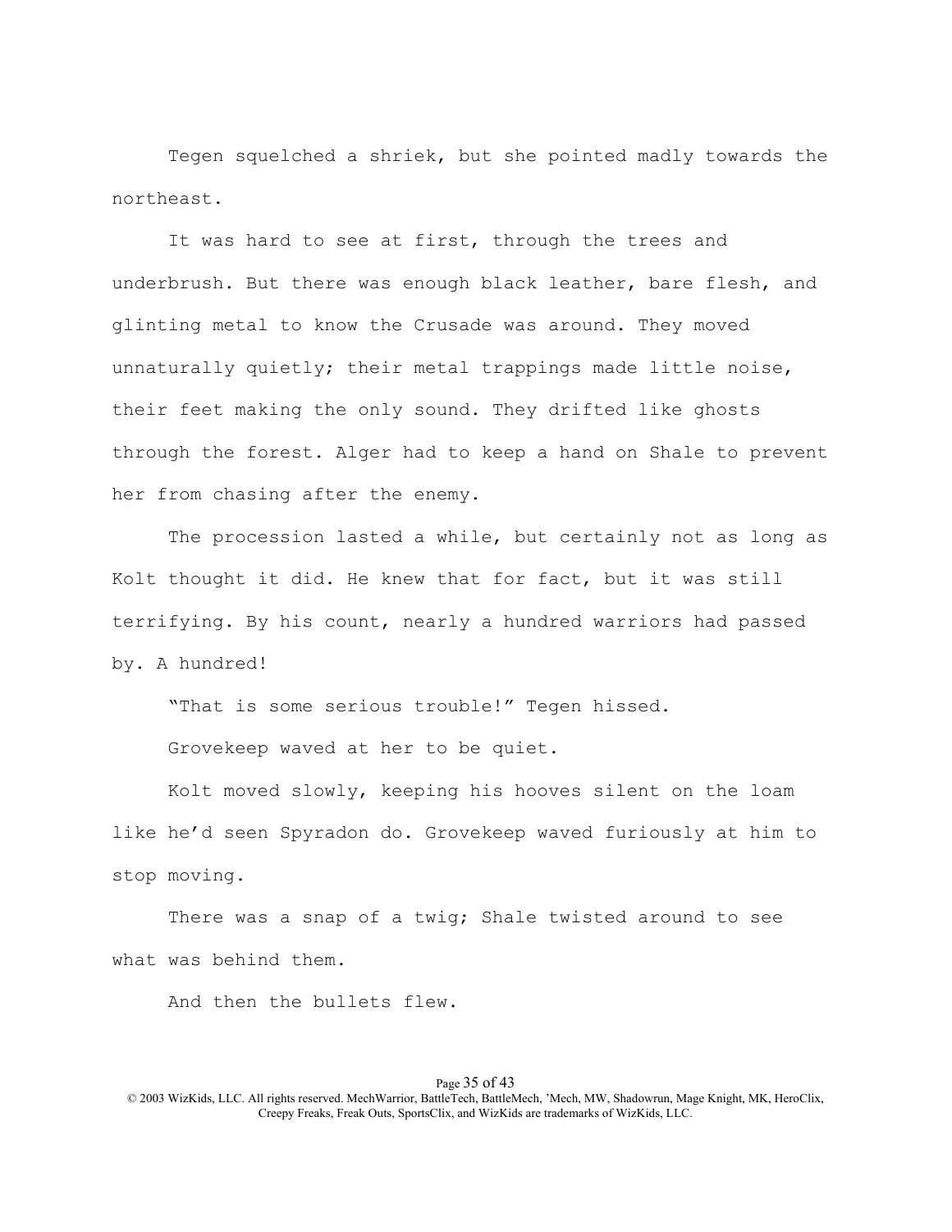Tegen squelched a shriek, but she pointed madly towards the northeast.

It was hard to see at first, through the trees and underbrush. But there was enough black leather, bare flesh, and glinting metal to know the Crusade was around. They moved unnaturally quietly; their metal trappings made little noise, their feet making the only sound. They drifted like ghosts through the forest. Alger had to keep a hand on Shale to prevent her from chasing after the enemy.

The procession lasted a while, but certainly not as long as Kolt thought it did. He knew that for fact, but it was still terrifying. By his count, nearly a hundred warriors had passed by. A hundred!

"That is some serious trouble!" Tegen hissed.

Grovekeep waved at her to be quiet.

Kolt moved slowly, keeping his hooves silent on the loam like he'd seen Spyradon do. Grovekeep waved furiously at him to stop moving.

There was a snap of a twig; Shale twisted around to see what was behind them.

And then the bullets flew.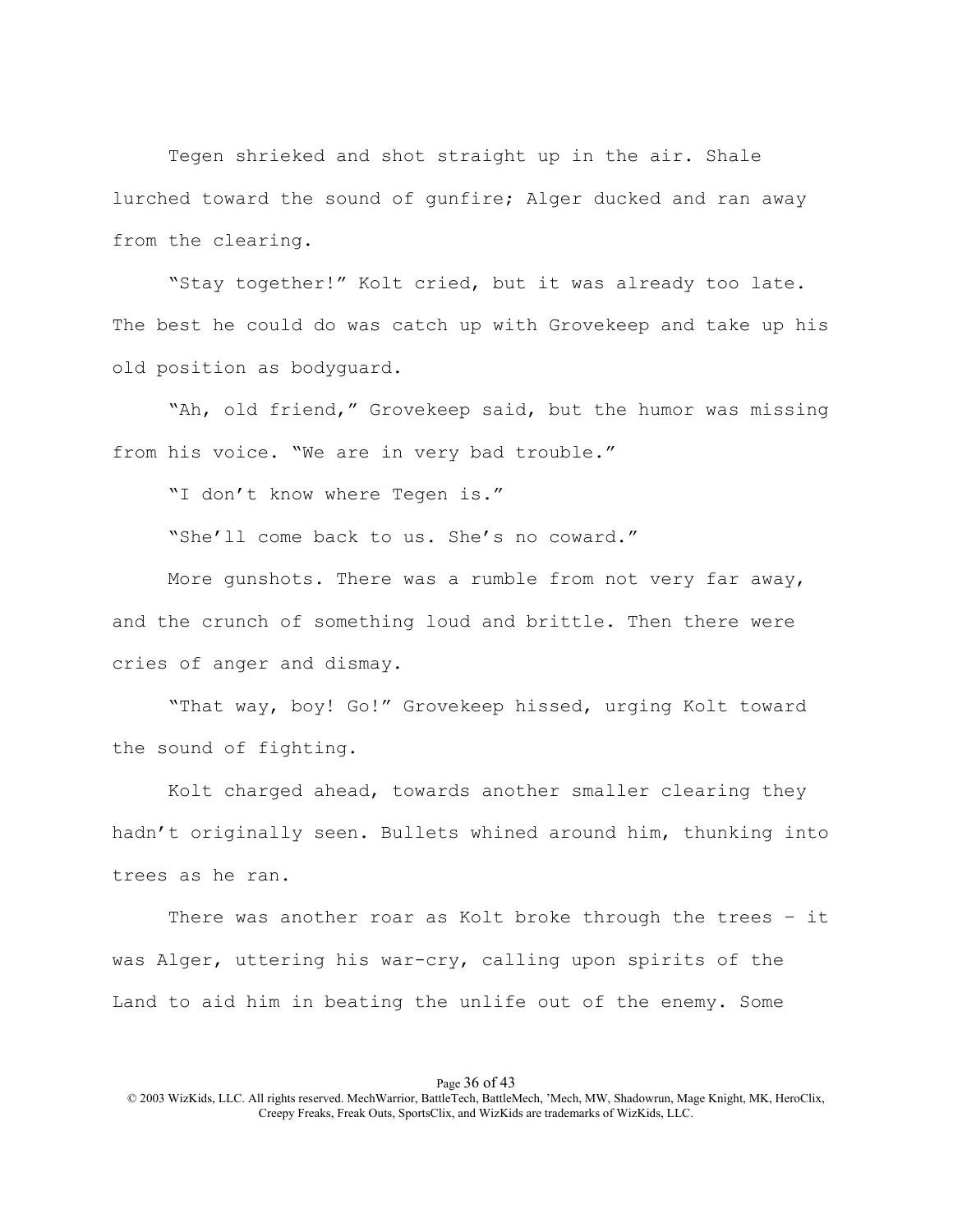Tegen shrieked and shot straight up in the air. Shale lurched toward the sound of gunfire; Alger ducked and ran away from the clearing.

"Stay together!" Kolt cried, but it was already too late. The best he could do was catch up with Grovekeep and take up his old position as bodyguard.

"Ah, old friend," Grovekeep said, but the humor was missing from his voice. "We are in very bad trouble."

"I don't know where Tegen is."

"She'll come back to us. She's no coward."

More gunshots. There was a rumble from not very far away, and the crunch of something loud and brittle. Then there were cries of anger and dismay.

"That way, boy! Go!" Grovekeep hissed, urging Kolt toward the sound of fighting.

Kolt charged ahead, towards another smaller clearing they hadn't originally seen. Bullets whined around him, thunking into trees as he ran.

There was another roar as Kolt broke through the trees – it was Alger, uttering his war-cry, calling upon spirits of the Land to aid him in beating the unlife out of the enemy. Some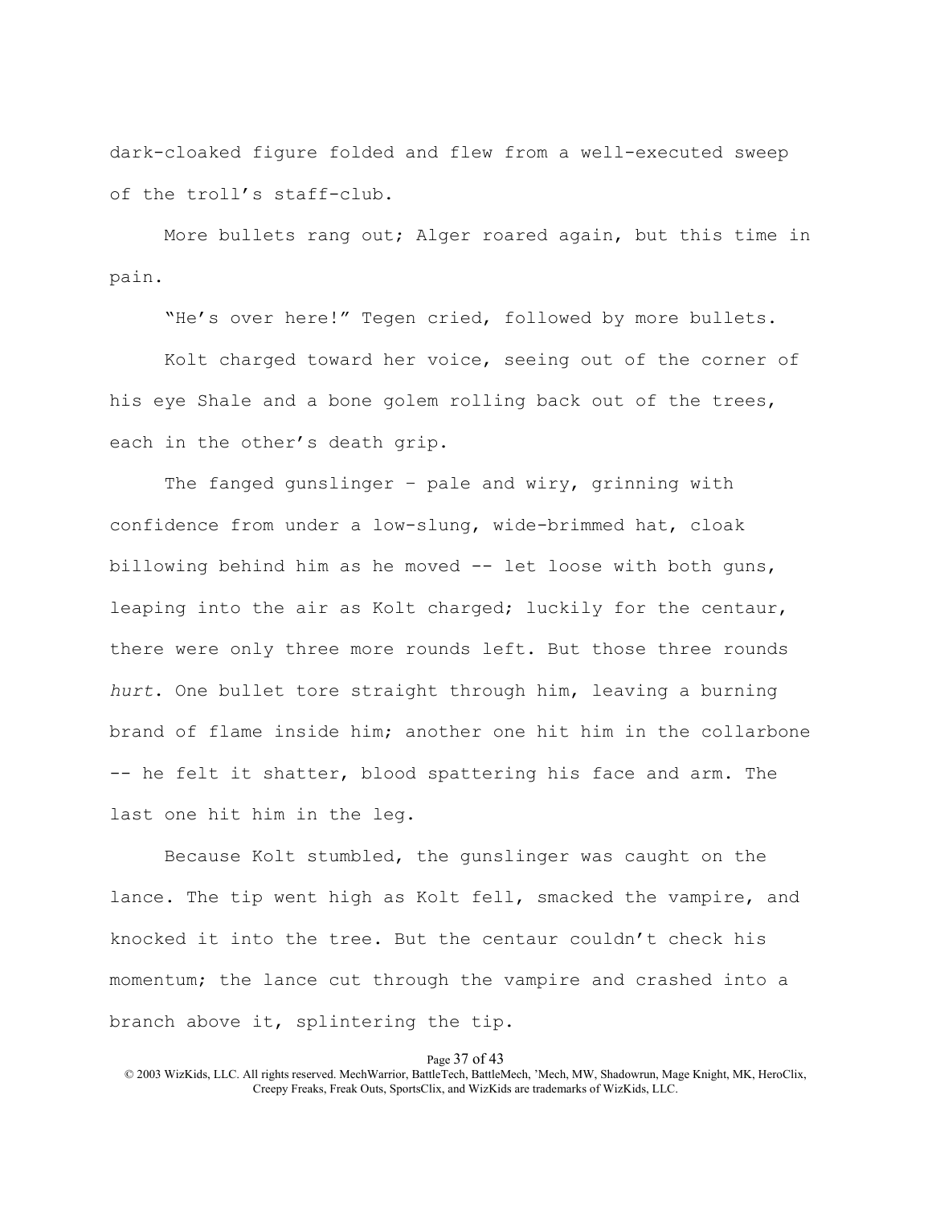dark-cloaked figure folded and flew from a well-executed sweep of the troll's staff-club.

More bullets rang out; Alger roared again, but this time in pain.

"He's over here!" Tegen cried, followed by more bullets.

Kolt charged toward her voice, seeing out of the corner of his eye Shale and a bone golem rolling back out of the trees, each in the other's death grip.

The fanged gunslinger – pale and wiry, grinning with confidence from under a low-slung, wide-brimmed hat, cloak billowing behind him as he moved -- let loose with both guns, leaping into the air as Kolt charged; luckily for the centaur, there were only three more rounds left. But those three rounds *hurt*. One bullet tore straight through him, leaving a burning brand of flame inside him; another one hit him in the collarbone -- he felt it shatter, blood spattering his face and arm. The last one hit him in the leg.

Because Kolt stumbled, the gunslinger was caught on the lance. The tip went high as Kolt fell, smacked the vampire, and knocked it into the tree. But the centaur couldn't check his momentum; the lance cut through the vampire and crashed into a branch above it, splintering the tip.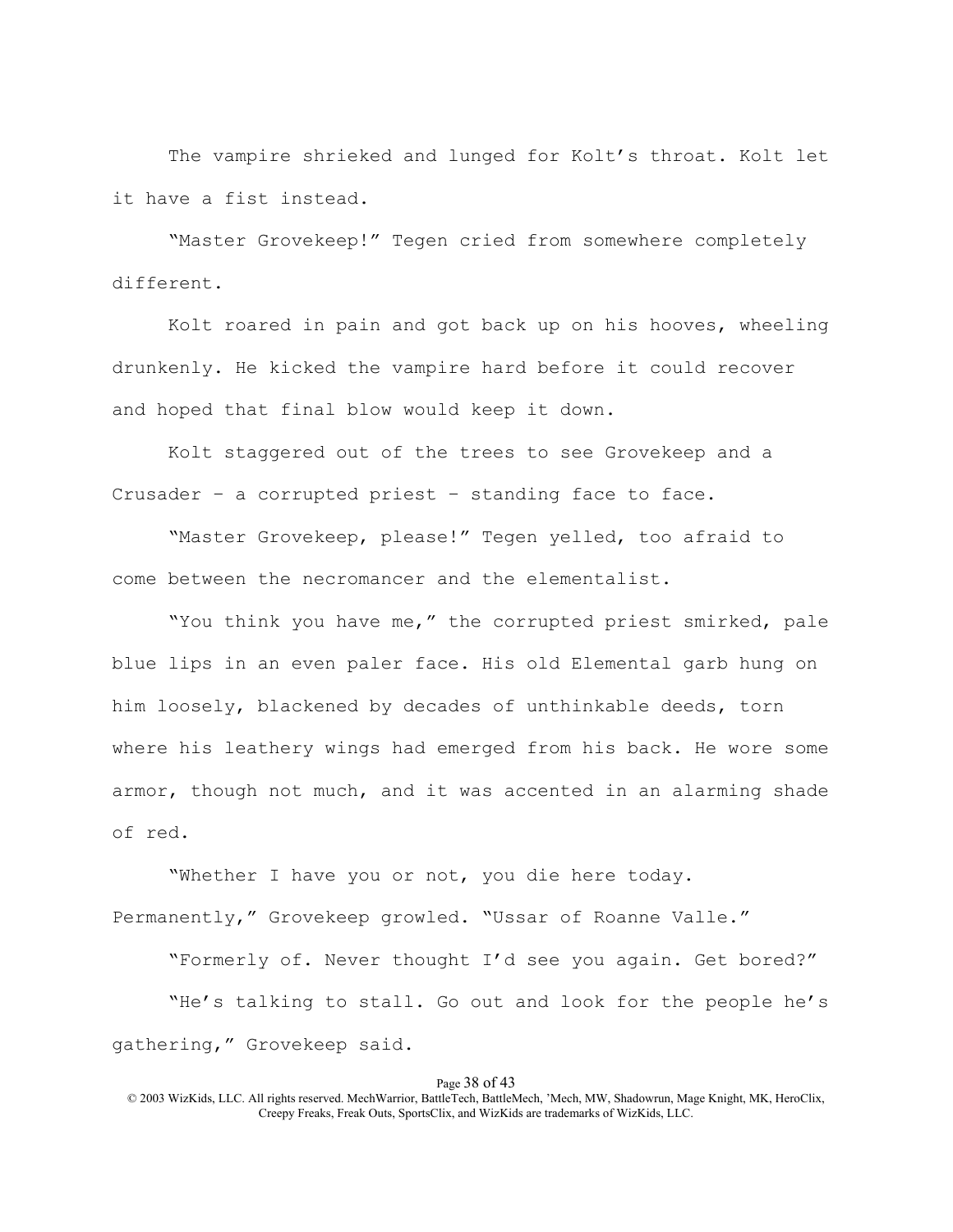The vampire shrieked and lunged for Kolt's throat. Kolt let it have a fist instead.

"Master Grovekeep!" Tegen cried from somewhere completely different.

Kolt roared in pain and got back up on his hooves, wheeling drunkenly. He kicked the vampire hard before it could recover and hoped that final blow would keep it down.

Kolt staggered out of the trees to see Grovekeep and a Crusader – a corrupted priest – standing face to face.

"Master Grovekeep, please!" Tegen yelled, too afraid to come between the necromancer and the elementalist.

"You think you have me," the corrupted priest smirked, pale blue lips in an even paler face. His old Elemental garb hung on him loosely, blackened by decades of unthinkable deeds, torn where his leathery wings had emerged from his back. He wore some armor, though not much, and it was accented in an alarming shade of red.

"Whether I have you or not, you die here today. Permanently," Grovekeep growled. "Ussar of Roanne Valle."

"Formerly of. Never thought I'd see you again. Get bored?"

"He's talking to stall. Go out and look for the people he's gathering," Grovekeep said.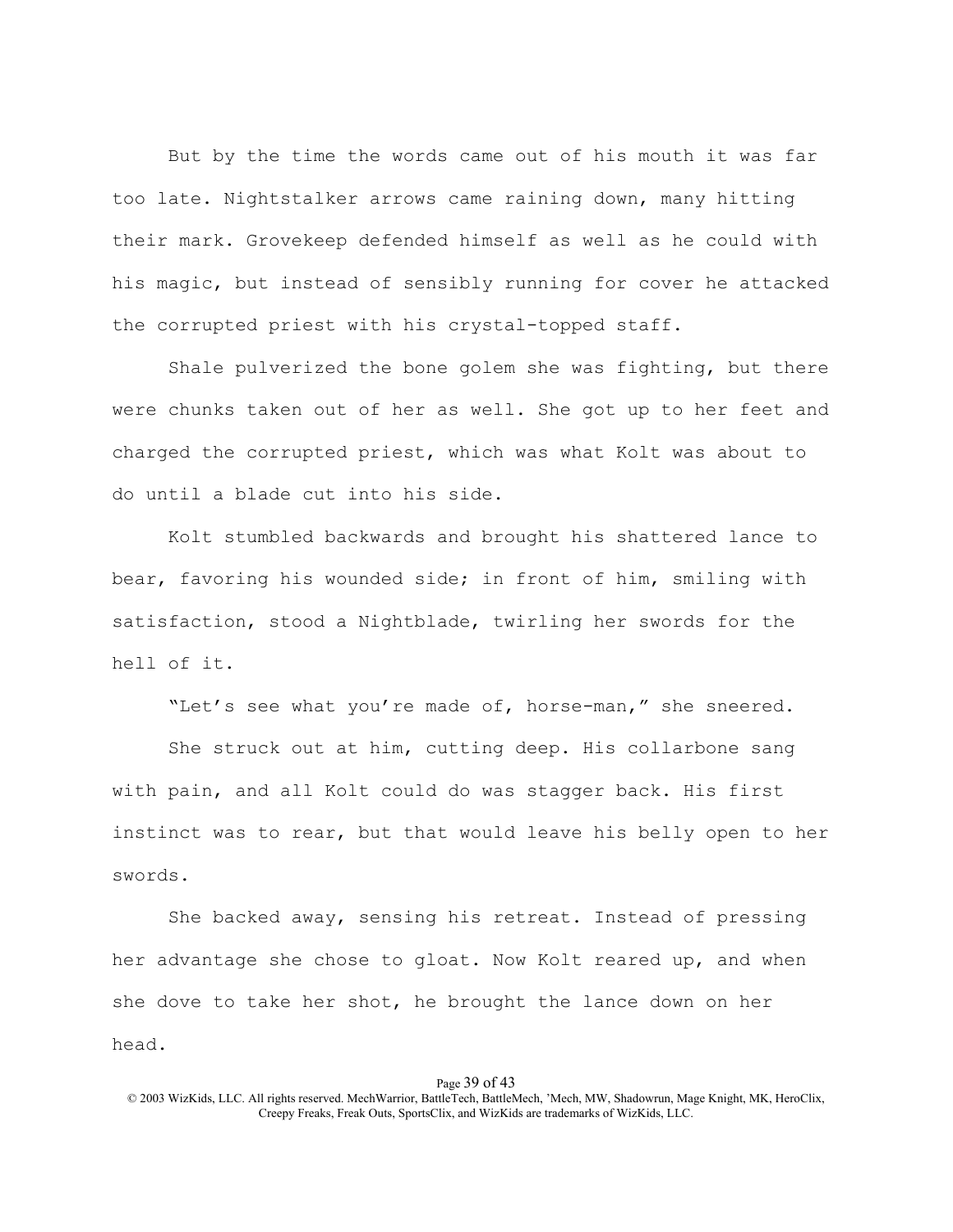But by the time the words came out of his mouth it was far too late. Nightstalker arrows came raining down, many hitting their mark. Grovekeep defended himself as well as he could with his magic, but instead of sensibly running for cover he attacked the corrupted priest with his crystal-topped staff.

Shale pulverized the bone golem she was fighting, but there were chunks taken out of her as well. She got up to her feet and charged the corrupted priest, which was what Kolt was about to do until a blade cut into his side.

Kolt stumbled backwards and brought his shattered lance to bear, favoring his wounded side; in front of him, smiling with satisfaction, stood a Nightblade, twirling her swords for the hell of it.

"Let's see what you're made of, horse-man," she sneered.

She struck out at him, cutting deep. His collarbone sang with pain, and all Kolt could do was stagger back. His first instinct was to rear, but that would leave his belly open to her swords.

She backed away, sensing his retreat. Instead of pressing her advantage she chose to gloat. Now Kolt reared up, and when she dove to take her shot, he brought the lance down on her head.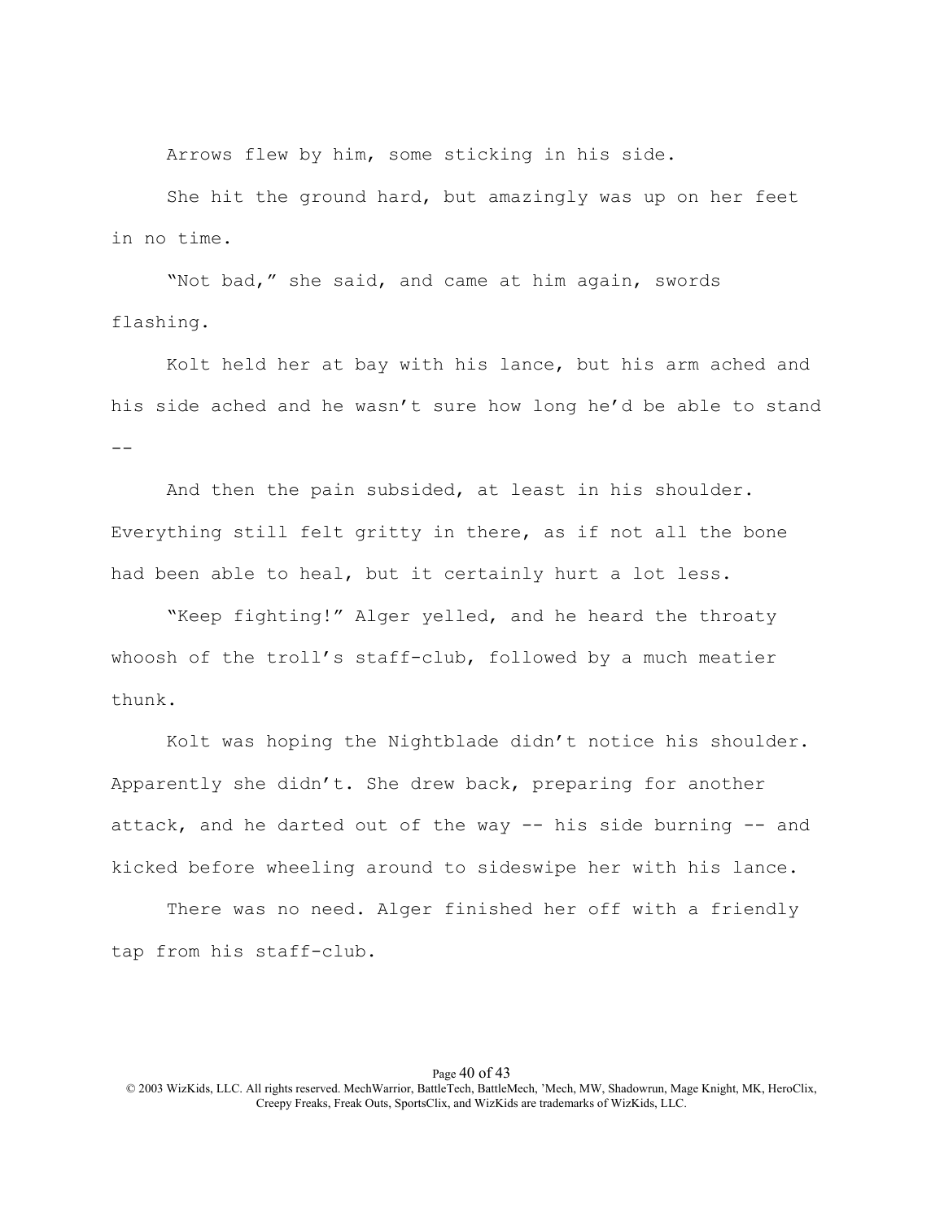Arrows flew by him, some sticking in his side.

She hit the ground hard, but amazingly was up on her feet in no time.

"Not bad," she said, and came at him again, swords flashing.

Kolt held her at bay with his lance, but his arm ached and his side ached and he wasn't sure how long he'd be able to stand --

And then the pain subsided, at least in his shoulder. Everything still felt gritty in there, as if not all the bone had been able to heal, but it certainly hurt a lot less.

"Keep fighting!" Alger yelled, and he heard the throaty whoosh of the troll's staff-club, followed by a much meatier thunk.

Kolt was hoping the Nightblade didn't notice his shoulder. Apparently she didn't. She drew back, preparing for another attack, and he darted out of the way -- his side burning -- and kicked before wheeling around to sideswipe her with his lance.

There was no need. Alger finished her off with a friendly tap from his staff-club.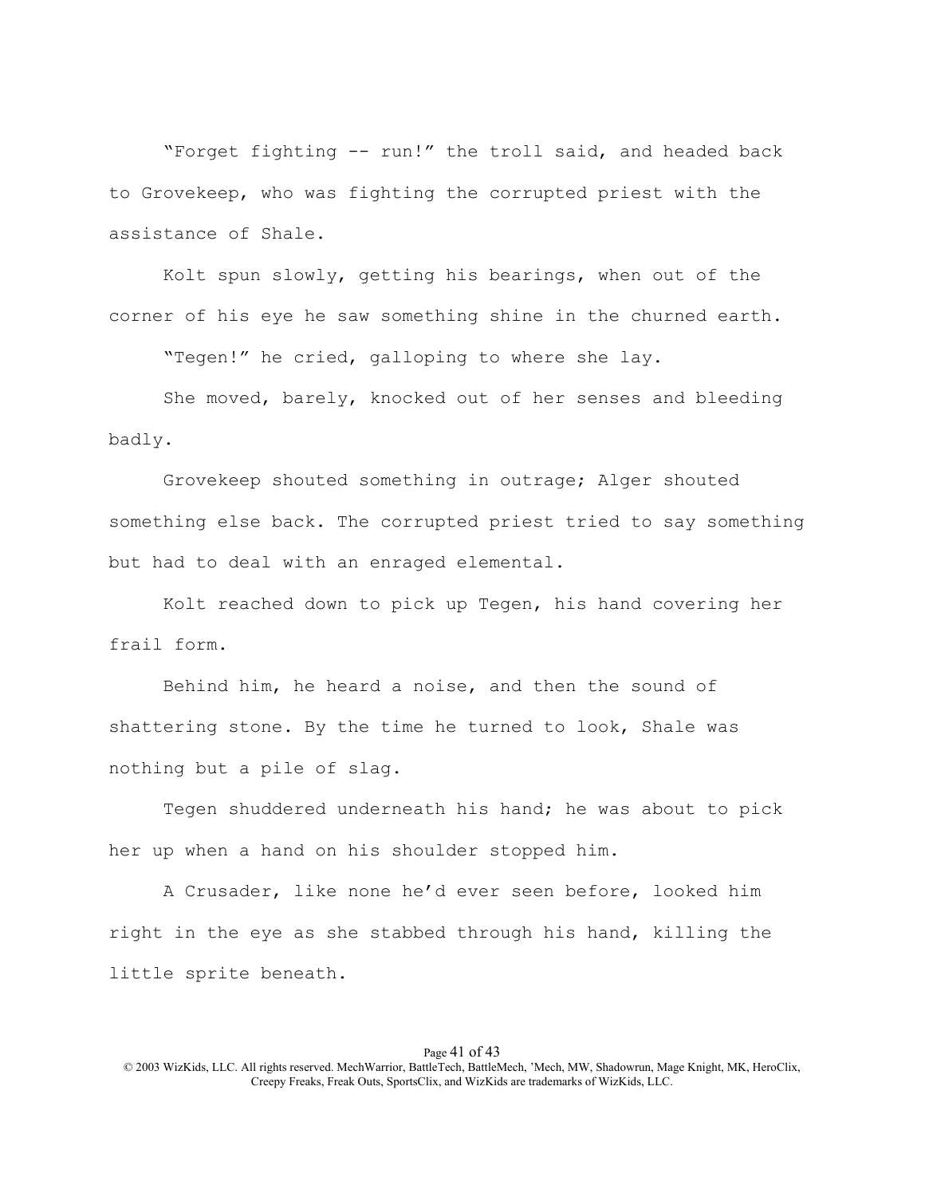“Forget fighting -- run!” the troll said, and headed back to Grovekeep, who was fighting the corrupted priest with the assistance of Shale.

Kolt spun slowly, getting his bearings, when out of the corner of his eye he saw something shine in the churned earth.

“Tegen!” he cried, galloping to where she lay.

She moved, barely, knocked out of her senses and bleeding badly.

Grovekeep shouted something in outrage; Alger shouted something else back. The corrupted priest tried to say something but had to deal with an enraged elemental.

Kolt reached down to pick up Tegen, his hand covering her frail form.

Behind him, he heard a noise, and then the sound of shattering stone. By the time he turned to look, Shale was nothing but a pile of slag.

Tegen shuddered underneath his hand; he was about to pick her up when a hand on his shoulder stopped him.

A Crusader, like none he’d ever seen before, looked him right in the eye as she stabbed through his hand, killing the little sprite beneath.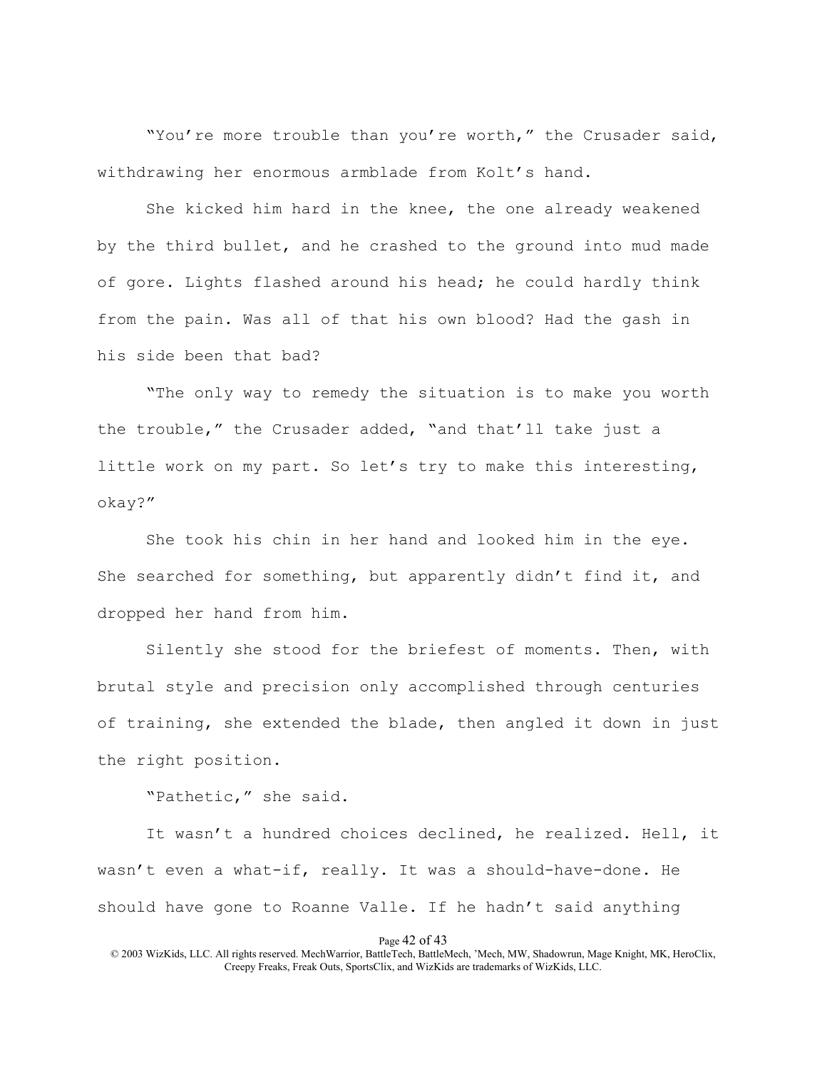"You're more trouble than you're worth," the Crusader said, withdrawing her enormous armblade from Kolt's hand.

She kicked him hard in the knee, the one already weakened by the third bullet, and he crashed to the ground into mud made of gore. Lights flashed around his head; he could hardly think from the pain. Was all of that his own blood? Had the gash in his side been that bad?

"The only way to remedy the situation is to make you worth the trouble," the Crusader added, "and that'll take just a little work on my part. So let's try to make this interesting, okay?"

She took his chin in her hand and looked him in the eye. She searched for something, but apparently didn't find it, and dropped her hand from him.

Silently she stood for the briefest of moments. Then, with brutal style and precision only accomplished through centuries of training, she extended the blade, then angled it down in just the right position.

"Pathetic," she said.

It wasn't a hundred choices declined, he realized. Hell, it wasn't even a what-if, really. It was a should-have-done. He should have gone to Roanne Valle. If he hadn't said anything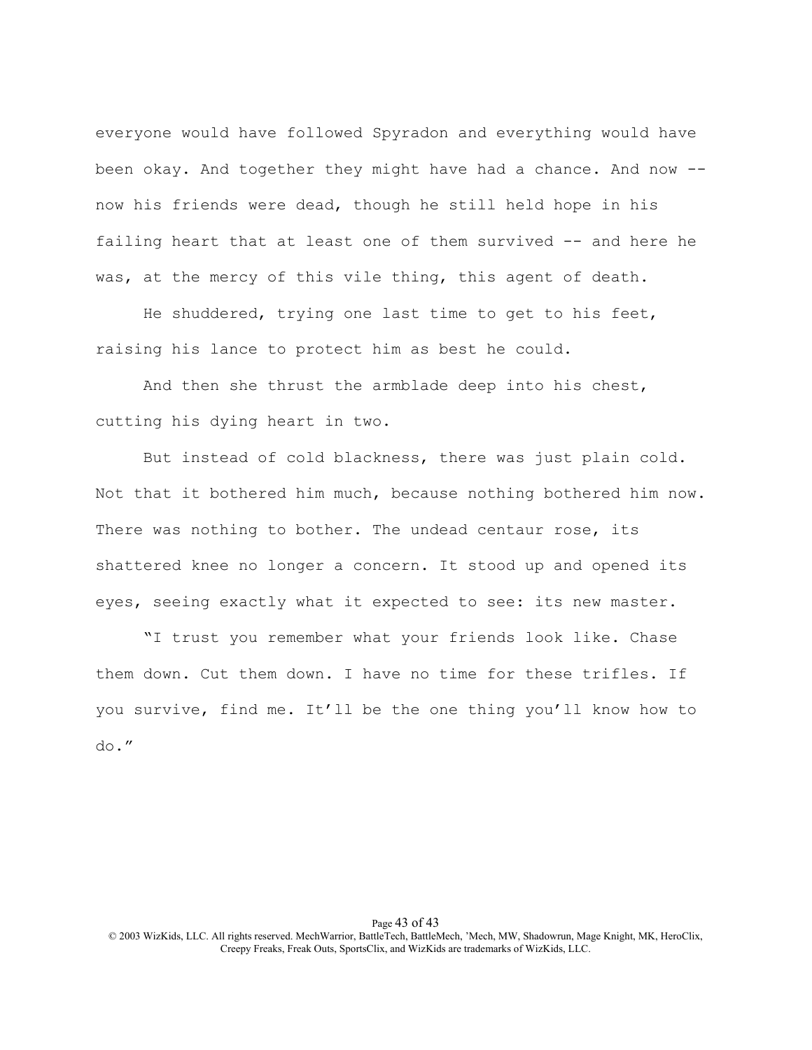everyone would have followed Spyradon and everything would have been okay. And together they might have had a chance. And now -- now his friends were dead, though he still held hope in his failing heart that at least one of them survived -- and here he was, at the mercy of this vile thing, this agent of death.

He shuddered, trying one last time to get to his feet, raising his lance to protect him as best he could.

And then she thrust the armblade deep into his chest, cutting his dying heart in two.

But instead of cold blackness, there was just plain cold. Not that it bothered him much, because nothing bothered him now. There was nothing to bother. The undead centaur rose, its shattered knee no longer a concern. It stood up and opened its eyes, seeing exactly what it expected to see: its new master.

"I trust you remember what your friends look like. Chase them down. Cut them down. I have no time for these trifles. If you survive, find me. It'll be the one thing you'll know how to do."